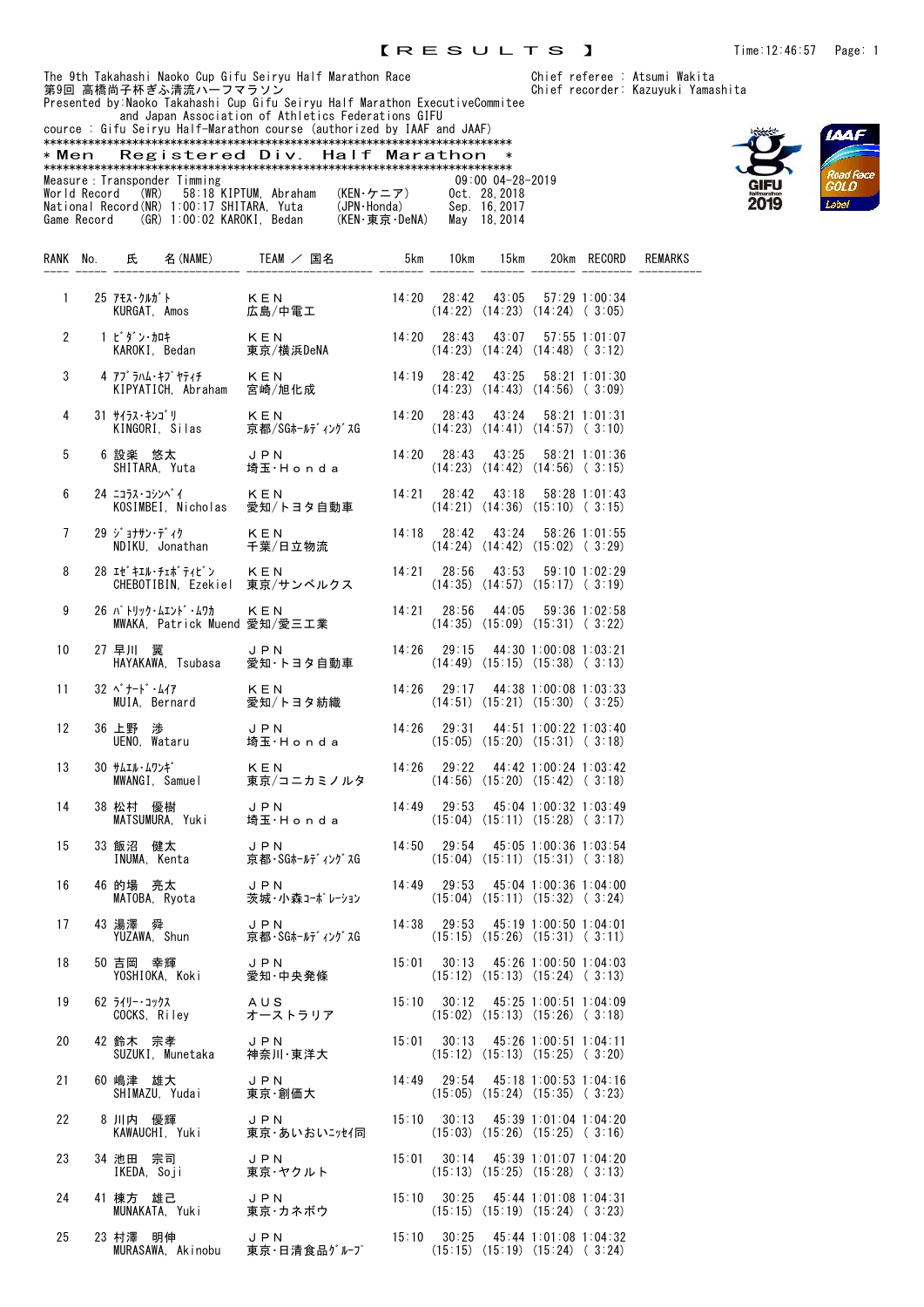# 【RESULTS】

Time:12:46:57

The 9th Takahashi Naoko Cup Gifu Seiryu Half Marathon Race
第9回 高橋尚子杯ぎふ清流ハーフマラソン
Presented by:Naoko Takahashi Cup Gifu Seiryu Half Marathon ExecutiveCommitee
and Japan Association of Athletics Federations GIFU
cource : Gifu Seiryu Half-Marathon course (authorized by IAAF and JAAF)

Chief referee : Atsumi Wakita
Chief recorder: Kazuyuki Yamashita

## ＊Men Registered Div. Half Marathon ＊

Measure：Transponder Timming 09:00 04-28-2019

World Record (WR) 58:18 KIPTUM, Abraham (KEN・ケニア) Oct. 28,2018
National Record(NR) 1:00:17 SHITARA, Yuta (JPN・Honda) Sep. 16,2017
Game Record (GR) 1:00:02 KAROKI, Bedan (KEN・東京・DeNA) May 18,2014

| RANK | No. | 氏 名(NAME) | TEAM ／ 国名 | 5km | 10km | 15km | 20km | RECORD | REMARKS |
|---|---|---|---|---|---|---|---|---|---|
| 1 | 25 | ｱﾓｽ･ｸﾙｶﾞﾄ KURGAT, Amos | ＫＥＮ 広島/中電工 | 14:20 | 28:42 (14:22) | 43:05 (14:23) | 57:29 (14:24) | 1:00:34 ( 3:05) | |
| 2 | 1 | ﾋﾞﾀﾞﾝ･ｶﾛｷ KAROKI, Bedan | ＫＥＮ 東京/横浜DeNA | 14:20 | 28:43 (14:23) | 43:07 (14:24) | 57:55 (14:48) | 1:01:07 ( 3:12) | |
| 3 | 4 | ｱﾌﾞﾗﾊﾑ･ｷﾌﾟﾔﾃｨﾁ KIPYATICH, Abraham | ＫＥＮ 宮崎/旭化成 | 14:19 | 28:42 (14:23) | 43:25 (14:43) | 58:21 (14:56) | 1:01:30 ( 3:09) | |
| 4 | 31 | ｻｲﾗｽ･ｷﾝｺﾞﾘ KINGORI, Silas | ＫＥＮ 京都/SGﾎｰﾙﾃﾞｨﾝｸﾞｽG | 14:20 | 28:43 (14:23) | 43:24 (14:41) | 58:21 (14:57) | 1:01:31 ( 3:10) | |
| 5 | 6 | 設楽 悠太 SHITARA, Yuta | ＪＰＮ 埼玉･Ｈｏｎｄａ | 14:20 | 28:43 (14:23) | 43:25 (14:42) | 58:21 (14:56) | 1:01:36 ( 3:15) | |
| 6 | 24 | ﾆｺﾗｽ･ｺｼﾝﾍﾞｲ KOSIMBEI, Nicholas | ＫＥＮ 愛知/トヨタ自動車 | 14:21 | 28:42 (14:21) | 43:18 (14:36) | 58:28 (15:10) | 1:01:43 ( 3:15) | |
| 7 | 29 | ｼﾞｮﾅｻﾝ･ﾃﾞｨｸ NDIKU, Jonathan | ＫＥＮ 千葉/日立物流 | 14:18 | 28:42 (14:24) | 43:24 (14:42) | 58:26 (15:02) | 1:01:55 ( 3:29) | |
| 8 | 28 | ｴｾﾞｷｴﾙ･ﾁｪﾎﾞﾃｨﾋﾞﾝ CHEBOTIBIN, Ezekiel | ＫＥＮ 東京/サンベルクス | 14:21 | 28:56 (14:35) | 43:53 (14:57) | 59:10 (15:17) | 1:02:29 ( 3:19) | |
| 9 | 26 | ﾊﾟﾄﾘｯｸ･ﾑｴﾝﾄﾞ･ﾑﾜｶ MWAKA, Patrick Muend | ＫＥＮ 愛知/愛三工業 | 14:21 | 28:56 (14:35) | 44:05 (15:09) | 59:36 (15:31) | 1:02:58 ( 3:22) | |
| 10 | 27 | 早川 翼 HAYAKAWA, Tsubasa | ＪＰＮ 愛知･トヨタ自動車 | 14:26 | 29:15 (14:49) | 44:30 (15:15) | 1:00:08 (15:38) | 1:03:21 ( 3:13) | |
| 11 | 32 | ﾍﾞﾅｰﾄﾞ･ﾑｲｱ MUIA, Bernard | ＫＥＮ 愛知/トヨタ紡織 | 14:26 | 29:17 (14:51) | 44:38 (15:21) | 1:00:08 (15:30) | 1:03:33 ( 3:25) | |
| 12 | 36 | 上野 渉 UENO, Wataru | ＪＰＮ 埼玉･Ｈｏｎｄａ | 14:26 | 29:31 (15:05) | 44:51 (15:20) | 1:00:22 (15:31) | 1:03:40 ( 3:18) | |
| 13 | 30 | ｻﾑｴﾙ･ﾑﾜﾝｷﾞ MWANGI, Samuel | ＫＥＮ 東京/コニカミノルタ | 14:26 | 29:22 (14:56) | 44:42 (15:20) | 1:00:24 (15:42) | 1:03:42 ( 3:18) | |
| 14 | 38 | 松村 優樹 MATSUMURA, Yuki | ＪＰＮ 埼玉･Ｈｏｎｄａ | 14:49 | 29:53 (15:04) | 45:04 (15:11) | 1:00:32 (15:28) | 1:03:49 ( 3:17) | |
| 15 | 33 | 飯沼 健太 INUMA, Kenta | ＪＰＮ 京都･SGﾎｰﾙﾃﾞｨﾝｸﾞｽG | 14:50 | 29:54 (15:04) | 45:05 (15:11) | 1:00:36 (15:31) | 1:03:54 ( 3:18) | |
| 16 | 46 | 的場 亮太 MATOBA, Ryota | ＪＰＮ 茨城･小森ｺｰﾎﾟﾚｰｼｮﾝ | 14:49 | 29:53 (15:04) | 45:04 (15:11) | 1:00:36 (15:32) | 1:04:00 ( 3:24) | |
| 17 | 43 | 湯澤 舜 YUZAWA, Shun | ＪＰＮ 京都･SGﾎｰﾙﾃﾞｨﾝｸﾞｽG | 14:38 | 29:53 (15:15) | 45:19 (15:26) | 1:00:50 (15:31) | 1:04:01 ( 3:11) | |
| 18 | 50 | 吉岡 幸輝 YOSHIOKA, Koki | ＪＰＮ 愛知･中央発條 | 15:01 | 30:13 (15:12) | 45:26 (15:13) | 1:00:50 (15:24) | 1:04:03 ( 3:13) | |
| 19 | 62 | ﾗｲﾘｰ･ｺｯｸｽ COCKS, Riley | ＡＵＳ オーストラリア | 15:10 | 30:12 (15:02) | 45:25 (15:13) | 1:00:51 (15:26) | 1:04:09 ( 3:18) | |
| 20 | 42 | 鈴木 宗孝 SUZUKI, Munetaka | ＪＰＮ 神奈川･東洋大 | 15:01 | 30:13 (15:12) | 45:26 (15:13) | 1:00:51 (15:25) | 1:04:11 ( 3:20) | |
| 21 | 60 | 嶋津 雄大 SHIMAZU, Yudai | ＪＰＮ 東京･創価大 | 14:49 | 29:54 (15:05) | 45:18 (15:24) | 1:00:53 (15:35) | 1:04:16 ( 3:23) | |
| 22 | 8 | 川内 優輝 KAWAUCHI, Yuki | ＪＰＮ 東京･あいおいﾆｯｾｲ同 | 15:10 | 30:13 (15:03) | 45:39 (15:26) | 1:01:04 (15:25) | 1:04:20 ( 3:16) | |
| 23 | 34 | 池田 宗司 IKEDA, Soji | ＪＰＮ 東京･ヤクルト | 15:01 | 30:14 (15:13) | 45:39 (15:25) | 1:01:07 (15:28) | 1:04:20 ( 3:13) | |
| 24 | 41 | 棟方 雄己 MUNAKATA, Yuki | ＪＰＮ 東京･カネボウ | 15:10 | 30:25 (15:15) | 45:44 (15:19) | 1:01:08 (15:24) | 1:04:31 ( 3:23) | |
| 25 | 23 | 村澤 明伸 MURASAWA, Akinobu | ＪＰＮ 東京･日清食品ｸﾞﾙｰﾌﾟ | 15:10 | 30:25 (15:15) | 45:44 (15:19) | 1:01:08 (15:24) | 1:04:32 ( 3:24) | |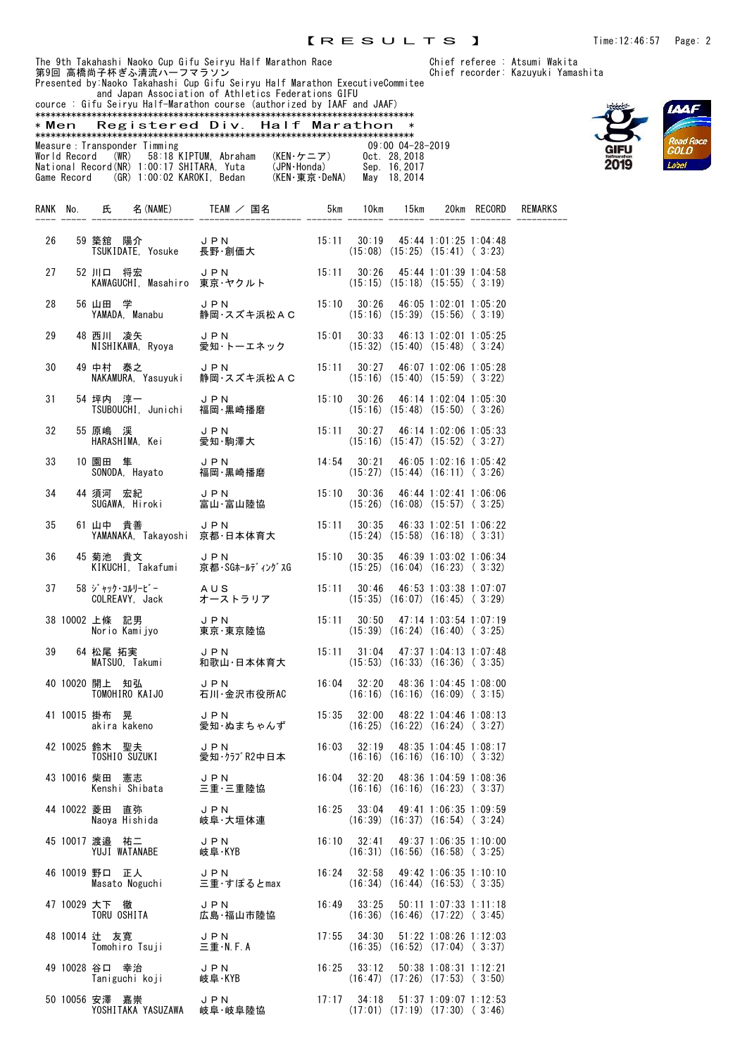【RESULTS】

The 9th Takahashi Naoko Cup Gifu Seiryu Half Marathon Race
第9回 高橋尚子杯ぎふ清流ハーフマラソン
Presented by:Naoko Takahashi Cup Gifu Seiryu Half Marathon ExecutiveCommitee
and Japan Association of Athletics Federations GIFU
cource : Gifu Seiryu Half-Marathon course (authorized by IAAF and JAAF)

Chief referee : Atsumi Wakita
Chief recorder: Kazuyuki Yamashita

## *Men Registered Div. Half Marathon *

Measure：Transponder Timming　09:00 04-28-2019

World Record (WR) 58:18 KIPTUM, Abraham (KEN･ケニア) Oct. 28,2018
National Record(NR) 1:00:17 SHITARA, Yuta (JPN･Honda) Sep. 16,2017
Game Record (GR) 1:00:02 KAROKI, Bedan (KEN･東京･DeNA) May 18,2014

| RANK | No. | 氏 名(NAME) | TEAM ／ 国名 | 5km | 10km | 15km | 20km | RECORD | REMARKS |
|---|---|---|---|---|---|---|---|---|---|
| 26 | 59 | 築舘 陽介<br>TSUKIDATE, Yosuke | ＪＰＮ<br>長野･創価大 | 15:11 | 30:19<br>(15:08) | 45:44<br>(15:25) | 1:01:25<br>(15:41) | 1:04:48<br>( 3:23) | |
| 27 | 52 | 川口 将宏<br>KAWAGUCHI, Masahiro | ＪＰＮ<br>東京･ヤクルト | 15:11 | 30:26<br>(15:15) | 45:44<br>(15:18) | 1:01:39<br>(15:55) | 1:04:58<br>( 3:19) | |
| 28 | 56 | 山田 学<br>YAMADA, Manabu | ＪＰＮ<br>静岡･スズキ浜松ＡＣ | 15:10 | 30:26<br>(15:16) | 46:05<br>(15:39) | 1:02:01<br>(15:56) | 1:05:20<br>( 3:19) | |
| 29 | 48 | 西川 凌矢<br>NISHIKAWA, Ryoya | ＪＰＮ<br>愛知･トーエネック | 15:01 | 30:33<br>(15:32) | 46:13<br>(15:40) | 1:02:01<br>(15:48) | 1:05:25<br>( 3:24) | |
| 30 | 49 | 中村 泰之<br>NAKAMURA, Yasuyuki | ＪＰＮ<br>静岡･スズキ浜松ＡＣ | 15:11 | 30:27<br>(15:16) | 46:07<br>(15:40) | 1:02:06<br>(15:59) | 1:05:28<br>( 3:22) | |
| 31 | 54 | 坪内 淳一<br>TSUBOUCHI, Junichi | ＪＰＮ<br>福岡･黒崎播磨 | 15:10 | 30:26<br>(15:16) | 46:14<br>(15:48) | 1:02:04<br>(15:50) | 1:05:30<br>( 3:26) | |
| 32 | 55 | 原嶋 渓<br>HARASHIMA, Kei | ＪＰＮ<br>愛知･駒澤大 | 15:11 | 30:27<br>(15:16) | 46:14<br>(15:47) | 1:02:06<br>(15:52) | 1:05:33<br>( 3:27) | |
| 33 | 10 | 園田 隼<br>SONODA, Hayato | ＪＰＮ<br>福岡･黒崎播磨 | 14:54 | 30:21<br>(15:27) | 46:05<br>(15:44) | 1:02:16<br>(16:11) | 1:05:42<br>( 3:26) | |
| 34 | 44 | 須河 宏紀<br>SUGAWA, Hiroki | ＪＰＮ<br>富山･富山陸協 | 15:10 | 30:36<br>(15:26) | 46:44<br>(16:08) | 1:02:41<br>(15:57) | 1:06:06<br>( 3:25) | |
| 35 | 61 | 山中 貴善<br>YAMANAKA, Takayoshi | ＪＰＮ<br>京都･日本体育大 | 15:11 | 30:35<br>(15:24) | 46:33<br>(15:58) | 1:02:51<br>(16:18) | 1:06:22<br>( 3:31) | |
| 36 | 45 | 菊池 貴文<br>KIKUCHI, Takafumi | ＪＰＮ<br>京都･SGﾎｰﾙﾃﾞｨﾝｸﾞｽG | 15:10 | 30:35<br>(15:25) | 46:39<br>(16:04) | 1:03:02<br>(16:23) | 1:06:34<br>( 3:32) | |
| 37 | 58 | ｼﾞｬｯｸ･ｺﾙﾘｰﾋﾞｰ<br>COLREAVY, Jack | ＡＵＳ<br>オーストラリア | 15:11 | 30:46<br>(15:35) | 46:53<br>(16:07) | 1:03:38<br>(16:45) | 1:07:07<br>( 3:29) | |
| 38 | 10002 | 上條 記男<br>Norio Kamijyo | ＪＰＮ<br>東京･東京陸協 | 15:11 | 30:50<br>(15:39) | 47:14<br>(16:24) | 1:03:54<br>(16:40) | 1:07:19<br>( 3:25) | |
| 39 | 64 | 松尾 拓実<br>MATSUO, Takumi | ＪＰＮ<br>和歌山･日本体育大 | 15:11 | 31:04<br>(15:53) | 47:37<br>(16:33) | 1:04:13<br>(16:36) | 1:07:48<br>( 3:35) | |
| 40 | 10020 | 開上 知弘<br>TOMOHIRO KAIJO | ＪＰＮ<br>石川･金沢市役所AC | 16:04 | 32:20<br>(16:16) | 48:36<br>(16:16) | 1:04:45<br>(16:09) | 1:08:00<br>( 3:15) | |
| 41 | 10015 | 掛布 晃<br>akira kakeno | ＪＰＮ<br>愛知･ぬまちゃんず | 15:35 | 32:00<br>(16:25) | 48:22<br>(16:22) | 1:04:46<br>(16:24) | 1:08:13<br>( 3:27) | |
| 42 | 10025 | 鈴木 聖夫<br>TOSHIO SUZUKI | ＪＰＮ<br>愛知･ｸﾗﾌﾞR2中日本 | 16:03 | 32:19<br>(16:16) | 48:35<br>(16:16) | 1:04:45<br>(16:10) | 1:08:17<br>( 3:32) | |
| 43 | 10016 | 柴田 憲志<br>Kenshi Shibata | ＪＰＮ<br>三重･三重陸協 | 16:04 | 32:20<br>(16:16) | 48:36<br>(16:16) | 1:04:59<br>(16:23) | 1:08:36<br>( 3:37) | |
| 44 | 10022 | 菱田 直弥<br>Naoya Hishida | ＪＰＮ<br>岐阜･大垣体連 | 16:25 | 33:04<br>(16:39) | 49:41<br>(16:37) | 1:06:35<br>(16:54) | 1:09:59<br>( 3:24) | |
| 45 | 10017 | 渡邉 祐二<br>YUJI WATANABE | ＪＰＮ<br>岐阜･KYB | 16:10 | 32:41<br>(16:31) | 49:37<br>(16:56) | 1:06:35<br>(16:58) | 1:10:00<br>( 3:25) | |
| 46 | 10019 | 野口 正人<br>Masato Noguchi | ＪＰＮ<br>三重･すぽるとmax | 16:24 | 32:58<br>(16:34) | 49:42<br>(16:44) | 1:06:35<br>(16:53) | 1:10:10<br>( 3:35) | |
| 47 | 10029 | 大下 徹<br>TORU OSHITA | ＪＰＮ<br>広島･福山市陸協 | 16:49 | 33:25<br>(16:36) | 50:11<br>(16:46) | 1:07:33<br>(17:22) | 1:11:18<br>( 3:45) | |
| 48 | 10014 | 辻 友寛<br>Tomohiro Tsuji | ＪＰＮ<br>三重･N.F.A | 17:55 | 34:30<br>(16:35) | 51:22<br>(16:52) | 1:08:26<br>(17:04) | 1:12:03<br>( 3:37) | |
| 49 | 10028 | 谷口 幸治<br>Taniguchi koji | ＪＰＮ<br>岐阜･KYB | 16:25 | 33:12<br>(16:47) | 50:38<br>(17:26) | 1:08:31<br>(17:53) | 1:12:21<br>( 3:50) | |
| 50 | 10056 | 安澤 嘉崇<br>YOSHITAKA YASUZAWA | ＪＰＮ<br>岐阜･岐阜陸協 | 17:17 | 34:18<br>(17:01) | 51:37<br>(17:19) | 1:09:07<br>(17:30) | 1:12:53<br>( 3:46) | |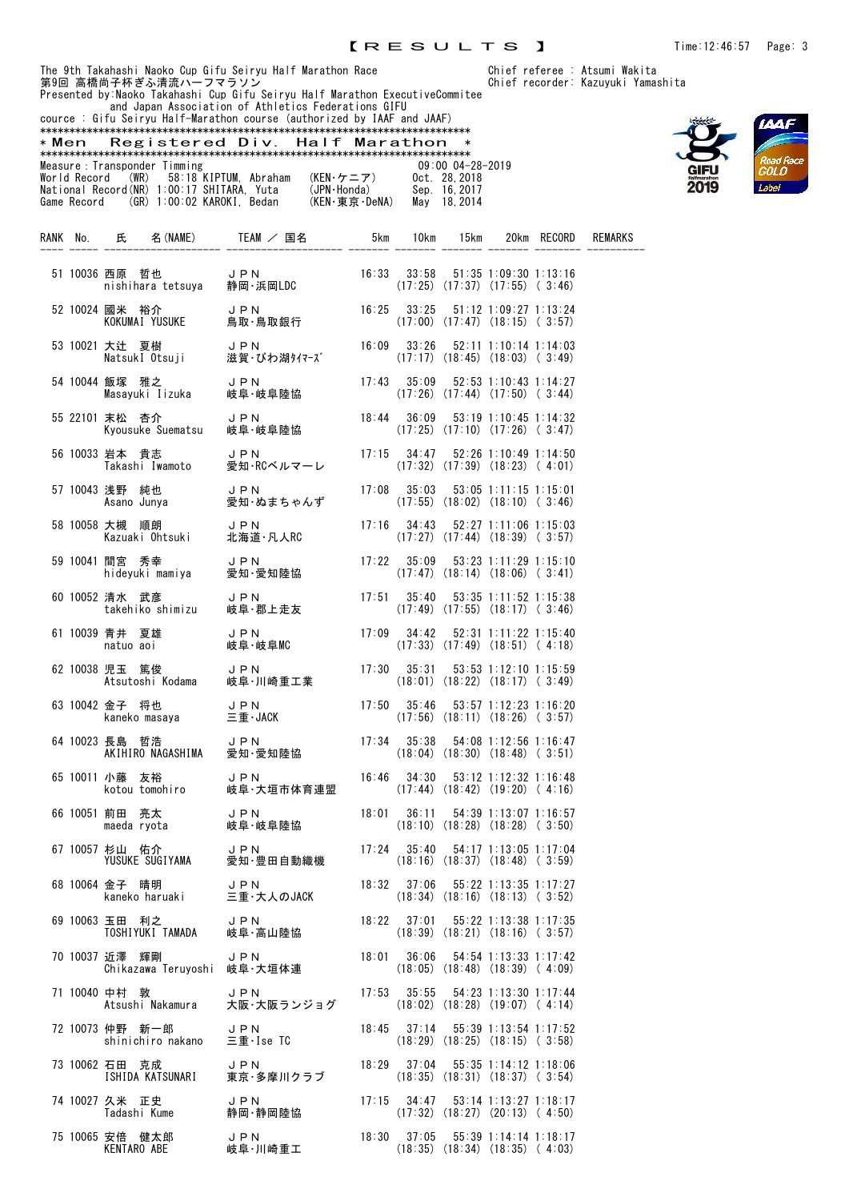【RESULTS】

The 9th Takahashi Naoko Cup Gifu Seiryu Half Marathon Race
第9回 高橋尚子杯ぎふ清流ハーフマラソン
Presented by:Naoko Takahashi Cup Gifu Seiryu Half Marathon ExecutiveCommitee
and Japan Association of Athletics Federations GIFU
cource : Gifu Seiryu Half-Marathon course (authorized by IAAF and JAAF)

Chief referee : Atsumi Wakita
Chief recorder: Kazuyuki Yamashita

## *Men Registered Div. Half Marathon *

Measure : Transponder Timming 09:00 04-28-2019

World Record (WR) 58:18 KIPTUM, Abraham (KEN・ケニア) Oct. 28,2018
National Record(NR) 1:00:17 SHITARA, Yuta (JPN・Honda) Sep. 16,2017
Game Record (GR) 1:00:02 KAROKI, Bedan (KEN・東京・DeNA) May 18,2014

| RANK | No. | 氏 名(NAME) | TEAM / 国名 | 5km | 10km | 15km | 20km | RECORD | REMARKS |
|---|---|---|---|---|---|---|---|---|---|
| 51 | 10036 | 西原 哲也<br>nishihara tetsuya | JPN<br>静岡・浜岡LDC | 16:33 | 33:58<br>(17:25) | 51:35<br>(17:37) | 1:09:30<br>(17:55) | 1:13:16<br>( 3:46) | |
| 52 | 10024 | 國米 裕介<br>KOKUMAI YUSUKE | JPN<br>鳥取・鳥取銀行 | 16:25 | 33:25<br>(17:00) | 51:12<br>(17:47) | 1:09:27<br>(18:15) | 1:13:24<br>( 3:57) | |
| 53 | 10021 | 大辻 夏樹<br>NatsukI Otsuji | JPN<br>滋賀・びわ湖ﾀｲﾏｰｽﾞ | 16:09 | 33:26<br>(17:17) | 52:11<br>(18:45) | 1:10:14<br>(18:03) | 1:14:03<br>( 3:49) | |
| 54 | 10044 | 飯塚 雅之<br>Masayuki Iizuka | JPN<br>岐阜・岐阜陸協 | 17:43 | 35:09<br>(17:26) | 52:53<br>(17:44) | 1:10:43<br>(17:50) | 1:14:27<br>( 3:44) | |
| 55 | 22101 | 末松 杏介<br>Kyousuke Suematsu | JPN<br>岐阜・岐阜陸協 | 18:44 | 36:09<br>(17:25) | 53:19<br>(17:10) | 1:10:45<br>(17:26) | 1:14:32<br>( 3:47) | |
| 56 | 10033 | 岩本 貴志<br>Takashi Iwamoto | JPN<br>愛知・RCベルマーレ | 17:15 | 34:47<br>(17:32) | 52:26<br>(17:39) | 1:10:49<br>(18:23) | 1:14:50<br>( 4:01) | |
| 57 | 10043 | 浅野 純也<br>Asano Junya | JPN<br>愛知・ぬまちゃんず | 17:08 | 35:03<br>(17:55) | 53:05<br>(18:02) | 1:11:15<br>(18:10) | 1:15:01<br>( 3:46) | |
| 58 | 10058 | 大槻 順朗<br>Kazuaki Ohtsuki | JPN<br>北海道・凡人RC | 17:16 | 34:43<br>(17:27) | 52:27<br>(17:44) | 1:11:06<br>(18:39) | 1:15:03<br>( 3:57) | |
| 59 | 10041 | 間宮 秀幸<br>hideyuki mamiya | JPN<br>愛知・愛知陸協 | 17:22 | 35:09<br>(17:47) | 53:23<br>(18:14) | 1:11:29<br>(18:06) | 1:15:10<br>( 3:41) | |
| 60 | 10052 | 清水 武彦<br>takehiko shimizu | JPN<br>岐阜・郡上走友 | 17:51 | 35:40<br>(17:49) | 53:35<br>(17:55) | 1:11:52<br>(18:17) | 1:15:38<br>( 3:46) | |
| 61 | 10039 | 青井 夏雄<br>natuo aoi | JPN<br>岐阜・岐阜MC | 17:09 | 34:42<br>(17:33) | 52:31<br>(17:49) | 1:11:22<br>(18:51) | 1:15:40<br>( 4:18) | |
| 62 | 10038 | 児玉 篤俊<br>Atsutoshi Kodama | JPN<br>岐阜・川崎重工業 | 17:30 | 35:31<br>(18:01) | 53:53<br>(18:22) | 1:12:10<br>(18:17) | 1:15:59<br>( 3:49) | |
| 63 | 10042 | 金子 将也<br>kaneko masaya | JPN<br>三重・JACK | 17:50 | 35:46<br>(17:56) | 53:57<br>(18:11) | 1:12:23<br>(18:26) | 1:16:20<br>( 3:57) | |
| 64 | 10023 | 長島 哲浩<br>AKIHIRO NAGASHIMA | JPN<br>愛知・愛知陸協 | 17:34 | 35:38<br>(18:04) | 54:08<br>(18:30) | 1:12:56<br>(18:48) | 1:16:47<br>( 3:51) | |
| 65 | 10011 | 小藤 友裕<br>kotou tomohiro | JPN<br>岐阜・大垣市体育連盟 | 16:46 | 34:30<br>(17:44) | 53:12<br>(18:42) | 1:12:32<br>(19:20) | 1:16:48<br>( 4:16) | |
| 66 | 10051 | 前田 亮太<br>maeda ryota | JPN<br>岐阜・岐阜陸協 | 18:01 | 36:11<br>(18:10) | 54:39<br>(18:28) | 1:13:07<br>(18:28) | 1:16:57<br>( 3:50) | |
| 67 | 10057 | 杉山 佑介<br>YUSUKE SUGIYAMA | JPN<br>愛知・豊田自動織機 | 17:24 | 35:40<br>(18:16) | 54:17<br>(18:37) | 1:13:05<br>(18:48) | 1:17:04<br>( 3:59) | |
| 68 | 10064 | 金子 晴明<br>kaneko haruaki | JPN<br>三重・大人のJACK | 18:32 | 37:06<br>(18:34) | 55:22<br>(18:16) | 1:13:35<br>(18:13) | 1:17:27<br>( 3:52) | |
| 69 | 10063 | 玉田 利之<br>TOSHIYUKI TAMADA | JPN<br>岐阜・高山陸協 | 18:22 | 37:01<br>(18:39) | 55:22<br>(18:21) | 1:13:38<br>(18:16) | 1:17:35<br>( 3:57) | |
| 70 | 10037 | 近澤 輝剛<br>Chikazawa Teruyoshi | JPN<br>岐阜・大垣体連 | 18:01 | 36:06<br>(18:05) | 54:54<br>(18:48) | 1:13:33<br>(18:39) | 1:17:42<br>( 4:09) | |
| 71 | 10040 | 中村 敦<br>Atsushi Nakamura | JPN<br>大阪・大阪ランジョグ | 17:53 | 35:55<br>(18:02) | 54:23<br>(18:28) | 1:13:30<br>(19:07) | 1:17:44<br>( 4:14) | |
| 72 | 10073 | 仲野 新一郎<br>shinichiro nakano | JPN<br>三重・Ise TC | 18:45 | 37:14<br>(18:29) | 55:39<br>(18:25) | 1:13:54<br>(18:15) | 1:17:52<br>( 3:58) | |
| 73 | 10062 | 石田 克成<br>ISHIDA KATSUNARI | JPN<br>東京・多摩川クラブ | 18:29 | 37:04<br>(18:35) | 55:35<br>(18:31) | 1:14:12<br>(18:37) | 1:18:06<br>( 3:54) | |
| 74 | 10027 | 久米 正史<br>Tadashi Kume | JPN<br>静岡・静岡陸協 | 17:15 | 34:47<br>(17:32) | 53:14<br>(18:27) | 1:13:27<br>(20:13) | 1:18:17<br>( 4:50) | |
| 75 | 10065 | 安倍 健太郎<br>KENTARO ABE | JPN<br>岐阜・川崎重工 | 18:30 | 37:05<br>(18:35) | 55:39<br>(18:34) | 1:14:14<br>(18:35) | 1:18:17<br>( 4:03) | |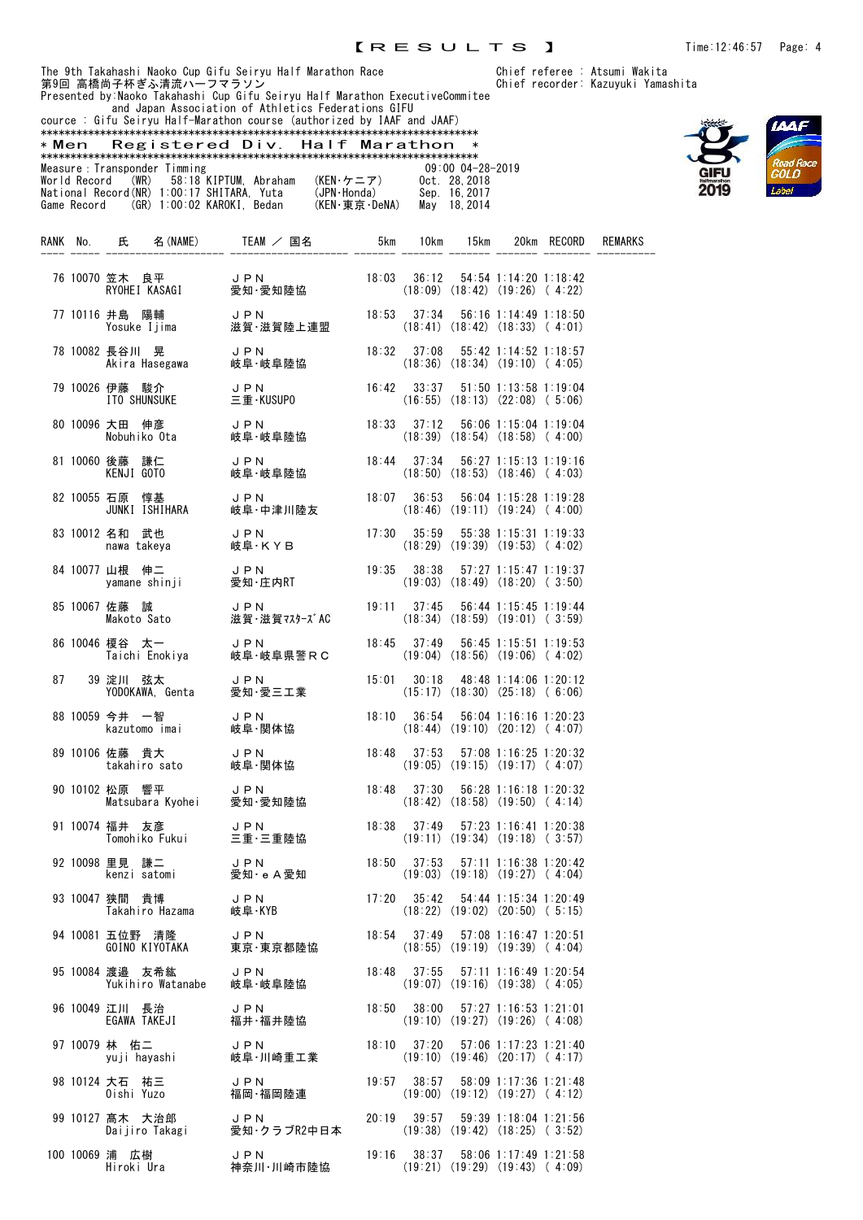【RESULTS】

The 9th Takahashi Naoko Cup Gifu Seiryu Half Marathon Race
第9回 高橋尚子杯ぎふ清流ハーフマラソン
Presented by:Naoko Takahashi Cup Gifu Seiryu Half Marathon ExecutiveCommitee
and Japan Association of Athletics Federations GIFU
cource : Gifu Seiryu Half-Marathon course (authorized by IAAF and JAAF)

Chief referee : Atsumi Wakita
Chief recorder: Kazuyuki Yamashita

## ＊Men Registered Div. Half Marathon ＊

Measure : Transponder Timming　　09:00 04-28-2019
World Record (WR) 58:18 KIPTUM, Abraham (KEN･ケニア) Oct. 28,2018
National Record(NR) 1:00:17 SHITARA, Yuta (JPN･Honda) Sep. 16,2017
Game Record (GR) 1:00:02 KAROKI, Bedan (KEN･東京･DeNA) May 18,2014

| RANK | No. | 氏 名(NAME) | TEAM ／ 国名 | 5km | 10km | 15km | 20km | RECORD | REMARKS |
|---|---|---|---|---|---|---|---|---|---|
| 76 | 10070 | 笠木 良平<br>RYOHEI KASAGI | ＪＰＮ<br>愛知･愛知陸協 | 18:03 | 36:12<br>(18:09) | 54:54<br>(18:42) | 1:14:20<br>(19:26) | 1:18:42<br>( 4:22) | |
| 77 | 10116 | 井島 陽輔<br>Yosuke Ijima | ＪＰＮ<br>滋賀･滋賀陸上連盟 | 18:53 | 37:34<br>(18:41) | 56:16<br>(18:42) | 1:14:49<br>(18:33) | 1:18:50<br>( 4:01) | |
| 78 | 10082 | 長谷川 晃<br>Akira Hasegawa | ＪＰＮ<br>岐阜･岐阜陸協 | 18:32 | 37:08<br>(18:36) | 55:42<br>(18:34) | 1:14:52<br>(19:10) | 1:18:57<br>( 4:05) | |
| 79 | 10026 | 伊藤 駿介<br>ITO SHUNSUKE | ＪＰＮ<br>三重･KUSUPO | 16:42 | 33:37<br>(16:55) | 51:50<br>(18:13) | 1:13:58<br>(22:08) | 1:19:04<br>( 5:06) | |
| 80 | 10096 | 大田 伸彦<br>Nobuhiko Ota | ＪＰＮ<br>岐阜･岐阜陸協 | 18:33 | 37:12<br>(18:39) | 56:06<br>(18:54) | 1:15:04<br>(18:58) | 1:19:04<br>( 4:00) | |
| 81 | 10060 | 後藤 謙仁<br>KENJI GOTO | ＪＰＮ<br>岐阜･岐阜陸協 | 18:44 | 37:34<br>(18:50) | 56:27<br>(18:53) | 1:15:13<br>(18:46) | 1:19:16<br>( 4:03) | |
| 82 | 10055 | 石原 惇基<br>JUNKI ISHIHARA | ＪＰＮ<br>岐阜･中津川陸友 | 18:07 | 36:53<br>(18:46) | 56:04<br>(19:11) | 1:15:28<br>(19:24) | 1:19:28<br>( 4:00) | |
| 83 | 10012 | 名和 武也<br>nawa takeya | ＪＰＮ<br>岐阜･ＫＹＢ | 17:30 | 35:59<br>(18:29) | 55:38<br>(19:39) | 1:15:31<br>(19:53) | 1:19:33<br>( 4:02) | |
| 84 | 10077 | 山根 伸二<br>yamane shinji | ＪＰＮ<br>愛知･庄内RT | 19:35 | 38:38<br>(19:03) | 57:27<br>(18:49) | 1:15:47<br>(18:20) | 1:19:37<br>( 3:50) | |
| 85 | 10067 | 佐藤 誠<br>Makoto Sato | ＪＰＮ<br>滋賀･滋賀ﾏｽﾀｰｽﾞAC | 19:11 | 37:45<br>(18:34) | 56:44<br>(18:59) | 1:15:45<br>(19:01) | 1:19:44<br>( 3:59) | |
| 86 | 10046 | 榎谷 太一<br>Taichi Enokiya | ＪＰＮ<br>岐阜･岐阜県警ＲＣ | 18:45 | 37:49<br>(19:04) | 56:45<br>(18:56) | 1:15:51<br>(19:06) | 1:19:53<br>( 4:02) | |
| 87 | 39 | 淀川 弦太<br>YODOKAWA, Genta | ＪＰＮ<br>愛知･愛三工業 | 15:01 | 30:18<br>(15:17) | 48:48<br>(18:30) | 1:14:06<br>(25:18) | 1:20:12<br>( 6:06) | |
| 88 | 10059 | 今井 一智<br>kazutomo imai | ＪＰＮ<br>岐阜･関体協 | 18:10 | 36:54<br>(18:44) | 56:04<br>(19:10) | 1:16:16<br>(20:12) | 1:20:23<br>( 4:07) | |
| 89 | 10106 | 佐藤 貴大<br>takahiro sato | ＪＰＮ<br>岐阜･関体協 | 18:48 | 37:53<br>(19:05) | 57:08<br>(19:15) | 1:16:25<br>(19:17) | 1:20:32<br>( 4:07) | |
| 90 | 10102 | 松原 響平<br>Matsubara Kyohei | ＪＰＮ<br>愛知･愛知陸協 | 18:48 | 37:30<br>(18:42) | 56:28<br>(18:58) | 1:16:18<br>(19:50) | 1:20:32<br>( 4:14) | |
| 91 | 10074 | 福井 友彦<br>Tomohiko Fukui | ＪＰＮ<br>三重･三重陸協 | 18:38 | 37:49<br>(19:11) | 57:23<br>(19:34) | 1:16:41<br>(19:18) | 1:20:38<br>( 3:57) | |
| 92 | 10098 | 里見 謙二<br>kenzi satomi | ＪＰＮ<br>愛知･ｅＡ愛知 | 18:50 | 37:53<br>(19:03) | 57:11<br>(19:18) | 1:16:38<br>(19:27) | 1:20:42<br>( 4:04) | |
| 93 | 10047 | 狭間 貴博<br>Takahiro Hazama | ＪＰＮ<br>岐阜･KYB | 17:20 | 35:42<br>(18:22) | 54:44<br>(19:02) | 1:15:34<br>(20:50) | 1:20:49<br>( 5:15) | |
| 94 | 10081 | 五位野 清隆<br>GOINO KIYOTAKA | ＪＰＮ<br>東京･東京都陸協 | 18:54 | 37:49<br>(18:55) | 57:08<br>(19:19) | 1:16:47<br>(19:39) | 1:20:51<br>( 4:04) | |
| 95 | 10084 | 渡邊 友希紘<br>Yukihiro Watanabe | ＪＰＮ<br>岐阜･岐阜陸協 | 18:48 | 37:55<br>(19:07) | 57:11<br>(19:16) | 1:16:49<br>(19:38) | 1:20:54<br>( 4:05) | |
| 96 | 10049 | 江川 長治<br>EGAWA TAKEJI | ＪＰＮ<br>福井･福井陸協 | 18:50 | 38:00<br>(19:10) | 57:27<br>(19:27) | 1:16:53<br>(19:26) | 1:21:01<br>( 4:08) | |
| 97 | 10079 | 林 佑二<br>yuji hayashi | ＪＰＮ<br>岐阜･川崎重工業 | 18:10 | 37:20<br>(19:10) | 57:06<br>(19:46) | 1:17:23<br>(20:17) | 1:21:40<br>( 4:17) | |
| 98 | 10124 | 大石 祐三<br>Oishi Yuzo | ＪＰＮ<br>福岡･福岡陸連 | 19:57 | 38:57<br>(19:00) | 58:09<br>(19:12) | 1:17:36<br>(19:27) | 1:21:48<br>( 4:12) | |
| 99 | 10127 | 髙木 大治郎<br>Daijiro Takagi | ＪＰＮ<br>愛知･クラブR2中日本 | 20:19 | 39:57<br>(19:38) | 59:39<br>(19:42) | 1:18:04<br>(18:25) | 1:21:56<br>( 3:52) | |
| 100 | 10069 | 浦 広樹<br>Hiroki Ura | ＪＰＮ<br>神奈川･川崎市陸協 | 19:16 | 38:37<br>(19:21) | 58:06<br>(19:29) | 1:17:49<br>(19:43) | 1:21:58<br>( 4:09) | |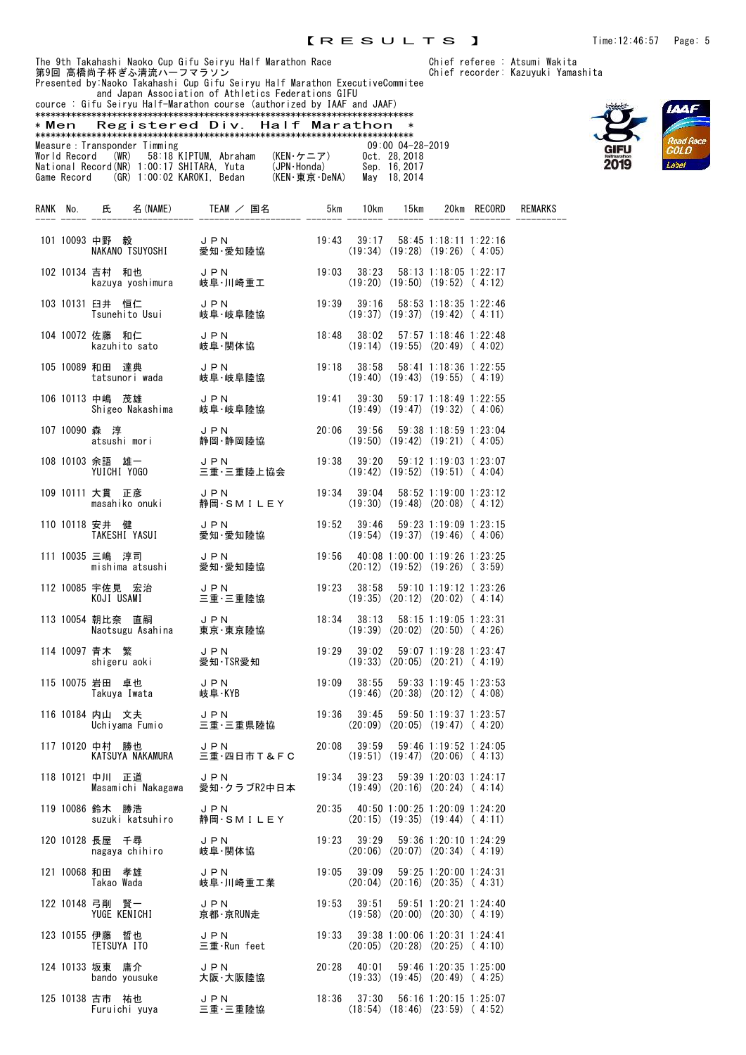【ＲＥＳＵＬＴＳ】

Time:12:46:57

The 9th Takahashi Naoko Cup Gifu Seiryu Half Marathon Race
第9回 高橋尚子杯ぎふ清流ハーフマラソン
Presented by:Naoko Takahashi Cup Gifu Seiryu Half Marathon ExecutiveCommitee
and Japan Association of Athletics Federations GIFU
cource : Gifu Seiryu Half-Marathon course (authorized by IAAF and JAAF)

Chief referee : Atsumi Wakita
Chief recorder: Kazuyuki Yamashita

## ＊Men　Registered Div.　Half Marathon ＊

Measure：Transponder Timming　　09:00 04-28-2019

World Record (WR) 58:18 KIPTUM, Abraham (KEN･ケニア) Oct. 28,2018
National Record(NR) 1:00:17 SHITARA, Yuta (JPN･Honda) Sep. 16,2017
Game Record (GR) 1:00:02 KAROKI, Bedan (KEN･東京･DeNA) May 18,2014

| RANK | No. | 氏　名(NAME) | TEAM ／ 国名 | 5km | 10km | 15km | 20km | RECORD | REMARKS |
|---|---|---|---|---|---|---|---|---|---|
| 101 | 10093 | 中野　毅<br>NAKANO TSUYOSHI | ＪＰＮ<br>愛知･愛知陸協 | 19:43 | 39:17<br>(19:34) | 58:45<br>(19:28) | 1:18:11<br>(19:26) | 1:22:16<br>( 4:05) | |
| 102 | 10134 | 吉村　和也<br>kazuya yoshimura | ＪＰＮ<br>岐阜･川崎重工 | 19:03 | 38:23<br>(19:20) | 58:13<br>(19:50) | 1:18:05<br>(19:52) | 1:22:17<br>( 4:12) | |
| 103 | 10131 | 臼井　恒仁<br>Tsunehito Usui | ＪＰＮ<br>岐阜･岐阜陸協 | 19:39 | 39:16<br>(19:37) | 58:53<br>(19:37) | 1:18:35<br>(19:42) | 1:22:46<br>( 4:11) | |
| 104 | 10072 | 佐藤　和仁<br>kazuhito sato | ＪＰＮ<br>岐阜･関体協 | 18:48 | 38:02<br>(19:14) | 57:57<br>(19:55) | 1:18:46<br>(20:49) | 1:22:48<br>( 4:02) | |
| 105 | 10089 | 和田　達典<br>tatsunori wada | ＪＰＮ<br>岐阜･岐阜陸協 | 19:18 | 38:58<br>(19:40) | 58:41<br>(19:43) | 1:18:36<br>(19:55) | 1:22:55<br>( 4:19) | |
| 106 | 10113 | 中嶋　茂雄<br>Shigeo Nakashima | ＪＰＮ<br>岐阜･岐阜陸協 | 19:41 | 39:30<br>(19:49) | 59:17<br>(19:47) | 1:18:49<br>(19:32) | 1:22:55<br>( 4:06) | |
| 107 | 10090 | 森　淳<br>atsushi mori | ＪＰＮ<br>静岡･静岡陸協 | 20:06 | 39:56<br>(19:50) | 59:38<br>(19:42) | 1:18:59<br>(19:21) | 1:23:04<br>( 4:05) | |
| 108 | 10103 | 余語　雄一<br>YUICHI YOGO | ＪＰＮ<br>三重･三重陸上協会 | 19:38 | 39:20<br>(19:42) | 59:12<br>(19:52) | 1:19:03<br>(19:51) | 1:23:07<br>( 4:04) | |
| 109 | 10111 | 大貫　正彦<br>masahiko onuki | ＪＰＮ<br>静岡･ＳＭＩＬＥＹ | 19:34 | 39:04<br>(19:30) | 58:52<br>(19:48) | 1:19:00<br>(20:08) | 1:23:12<br>( 4:12) | |
| 110 | 10118 | 安井　健<br>TAKESHI YASUI | ＪＰＮ<br>愛知･愛知陸協 | 19:52 | 39:46<br>(19:54) | 59:23<br>(19:37) | 1:19:09<br>(19:46) | 1:23:15<br>( 4:06) | |
| 111 | 10035 | 三嶋　淳司<br>mishima atsushi | ＪＰＮ<br>愛知･愛知陸協 | 19:56 | 40:08<br>(20:12) | 1:00:00<br>(19:52) | 1:19:26<br>(19:26) | 1:23:25<br>( 3:59) | |
| 112 | 10085 | 宇佐見　宏治<br>KOJI USAMI | ＪＰＮ<br>三重･三重陸協 | 19:23 | 38:58<br>(19:35) | 59:10<br>(20:12) | 1:19:12<br>(20:02) | 1:23:26<br>( 4:14) | |
| 113 | 10054 | 朝比奈　直嗣<br>Naotsugu Asahina | ＪＰＮ<br>東京･東京陸協 | 18:34 | 38:13<br>(19:39) | 58:15<br>(20:02) | 1:19:05<br>(20:50) | 1:23:31<br>( 4:26) | |
| 114 | 10097 | 青木　繁<br>shigeru aoki | ＪＰＮ<br>愛知･TSR愛知 | 19:29 | 39:02<br>(19:33) | 59:07<br>(20:05) | 1:19:28<br>(20:21) | 1:23:47<br>( 4:19) | |
| 115 | 10075 | 岩田　卓也<br>Takuya Iwata | ＪＰＮ<br>岐阜･KYB | 19:09 | 38:55<br>(19:46) | 59:33<br>(20:38) | 1:19:45<br>(20:12) | 1:23:53<br>( 4:08) | |
| 116 | 10184 | 内山　文夫<br>Uchiyama Fumio | ＪＰＮ<br>三重･三重県陸協 | 19:36 | 39:45<br>(20:09) | 59:50<br>(20:05) | 1:19:37<br>(19:47) | 1:23:57<br>( 4:20) | |
| 117 | 10120 | 中村　勝也<br>KATSUYA NAKAMURA | ＪＰＮ<br>三重･四日市Ｔ＆ＦＣ | 20:08 | 39:59<br>(19:51) | 59:46<br>(19:47) | 1:19:52<br>(20:06) | 1:24:05<br>( 4:13) | |
| 118 | 10121 | 中川　正道<br>Masamichi Nakagawa | ＪＰＮ<br>愛知･クラブR2中日本 | 19:34 | 39:23<br>(19:49) | 59:39<br>(20:16) | 1:20:03<br>(20:24) | 1:24:17<br>( 4:14) | |
| 119 | 10086 | 鈴木　勝浩<br>suzuki katsuhiro | ＪＰＮ<br>静岡･ＳＭＩＬＥＹ | 20:35 | 40:50<br>(20:15) | 1:00:25<br>(19:35) | 1:20:09<br>(19:44) | 1:24:20<br>( 4:11) | |
| 120 | 10128 | 長屋　千尋<br>nagaya chihiro | ＪＰＮ<br>岐阜･関体協 | 19:23 | 39:29<br>(20:06) | 59:36<br>(20:07) | 1:20:10<br>(20:34) | 1:24:29<br>( 4:19) | |
| 121 | 10068 | 和田　孝雄<br>Takao Wada | ＪＰＮ<br>岐阜･川崎重工業 | 19:05 | 39:09<br>(20:04) | 59:25<br>(20:16) | 1:20:00<br>(20:35) | 1:24:31<br>( 4:31) | |
| 122 | 10148 | 弓削　賢一<br>YUGE KENICHI | ＪＰＮ<br>京都･京RUN走 | 19:53 | 39:51<br>(19:58) | 59:51<br>(20:00) | 1:20:21<br>(20:30) | 1:24:40<br>( 4:19) | |
| 123 | 10155 | 伊藤　哲也<br>TETSUYA ITO | ＪＰＮ<br>三重･Run feet | 19:33 | 39:38<br>(20:05) | 1:00:06<br>(20:28) | 1:20:31<br>(20:25) | 1:24:41<br>( 4:10) | |
| 124 | 10133 | 坂東　庸介<br>bando yousuke | ＪＰＮ<br>大阪･大阪陸協 | 20:28 | 40:01<br>(19:33) | 59:46<br>(19:45) | 1:20:35<br>(20:49) | 1:25:00<br>( 4:25) | |
| 125 | 10138 | 古市　祐也<br>Furuichi yuya | ＪＰＮ<br>三重･三重陸協 | 18:36 | 37:30<br>(18:54) | 56:16<br>(18:46) | 1:20:15<br>(23:59) | 1:25:07<br>( 4:52) | |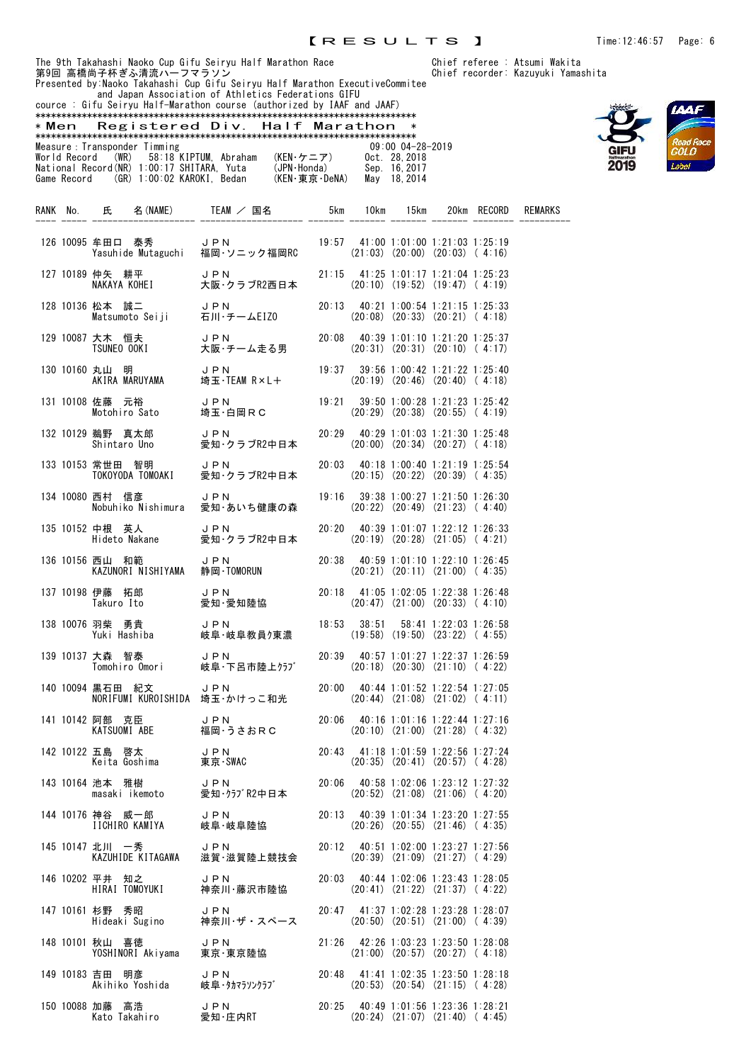【RESULTS】

The 9th Takahashi Naoko Cup Gifu Seiryu Half Marathon Race
第9回 高橋尚子杯ぎふ清流ハーフマラソン
Presented by:Naoko Takahashi Cup Gifu Seiryu Half Marathon ExecutiveCommitee
and Japan Association of Athletics Federations GIFU
cource : Gifu Seiryu Half-Marathon course (authorized by IAAF and JAAF)

Chief referee : Atsumi Wakita
Chief recorder: Kazuyuki Yamashita

## *Men Registered Div. Half Marathon *

Measure : Transponder Timming　　09:00 04-28-2019
World Record (WR) 58:18 KIPTUM, Abraham (KEN･ケニア) Oct. 28,2018
National Record(NR) 1:00:17 SHITARA, Yuta (JPN･Honda) Sep. 16,2017
Game Record (GR) 1:00:02 KAROKI, Bedan (KEN･東京･DeNA) May 18,2014

| RANK | No. | 氏名(NAME) | TEAM / 国名 | 5km | 10km | 15km | 20km | RECORD | REMARKS |
|---|---|---|---|---|---|---|---|---|---|
| 126 | 10095 | 牟田口 泰秀 Yasuhide Mutaguchi | JPN 福岡･ソニック福岡RC | 19:57 | 41:00 (21:03) | 1:01:00 (20:00) | 1:21:03 (20:03) | 1:25:19 (4:16) | |
| 127 | 10189 | 仲矢 耕平 NAKAYA KOHEI | JPN 大阪･クラブR2西日本 | 21:15 | 41:25 (20:10) | 1:01:17 (19:52) | 1:21:04 (19:47) | 1:25:23 (4:19) | |
| 128 | 10136 | 松本 誠二 Matsumoto Seiji | JPN 石川･チームEIZO | 20:13 | 40:21 (20:08) | 1:00:54 (20:33) | 1:21:15 (20:21) | 1:25:33 (4:18) | |
| 129 | 10087 | 大木 恒夫 TSUNEO OOKI | JPN 大阪･チーム走る男 | 20:08 | 40:39 (20:31) | 1:01:10 (20:31) | 1:21:20 (20:10) | 1:25:37 (4:17) | |
| 130 | 10160 | 丸山 明 AKIRA MARUYAMA | JPN 埼玉･TEAM R×L+ | 19:37 | 39:56 (20:19) | 1:00:42 (20:46) | 1:21:22 (20:40) | 1:25:40 (4:18) | |
| 131 | 10108 | 佐藤 元裕 Motohiro Sato | JPN 埼玉･白岡RC | 19:21 | 39:50 (20:29) | 1:00:28 (20:38) | 1:21:23 (20:55) | 1:25:42 (4:19) | |
| 132 | 10129 | 鵜野 真太郎 Shintaro Uno | JPN 愛知･クラブR2中日本 | 20:29 | 40:29 (20:00) | 1:01:03 (20:34) | 1:21:30 (20:27) | 1:25:48 (4:18) | |
| 133 | 10153 | 常世田 智明 TOKOYODA TOMOAKI | JPN 愛知･クラブR2中日本 | 20:03 | 40:18 (20:15) | 1:00:40 (20:22) | 1:21:19 (20:39) | 1:25:54 (4:35) | |
| 134 | 10080 | 西村 信彦 Nobuhiko Nishimura | JPN 愛知･あいち健康の森 | 19:16 | 39:38 (20:22) | 1:00:27 (20:49) | 1:21:50 (21:23) | 1:26:30 (4:40) | |
| 135 | 10152 | 中根 英人 Hideto Nakane | JPN 愛知･クラブR2中日本 | 20:20 | 40:39 (20:19) | 1:01:07 (20:28) | 1:22:12 (21:05) | 1:26:33 (4:21) | |
| 136 | 10156 | 西山 和範 KAZUNORI NISHIYAMA | JPN 静岡･TOMORUN | 20:38 | 40:59 (20:21) | 1:01:10 (20:11) | 1:22:10 (21:00) | 1:26:45 (4:35) | |
| 137 | 10198 | 伊藤 拓郎 Takuro Ito | JPN 愛知･愛知陸協 | 20:18 | 41:05 (20:47) | 1:02:05 (21:00) | 1:22:38 (20:33) | 1:26:48 (4:10) | |
| 138 | 10076 | 羽柴 勇貴 Yuki Hashiba | JPN 岐阜･岐阜教員ｸ東濃 | 18:53 | 38:51 (19:58) | 58:41 (19:50) | 1:22:03 (23:22) | 1:26:58 (4:55) | |
| 139 | 10137 | 大森 智泰 Tomohiro Omori | JPN 岐阜･下呂市陸上ｸﾗﾌﾞ | 20:39 | 40:57 (20:18) | 1:01:27 (20:30) | 1:22:37 (21:10) | 1:26:59 (4:22) | |
| 140 | 10094 | 黒石田 紀文 NORIFUMI KUROISHIDA | JPN 埼玉･かけっこ和光 | 20:00 | 40:44 (20:44) | 1:01:52 (21:08) | 1:22:54 (21:02) | 1:27:05 (4:11) | |
| 141 | 10142 | 阿部 克臣 KATSUOMI ABE | JPN 福岡･うさおRC | 20:06 | 40:16 (20:10) | 1:01:16 (21:00) | 1:22:44 (21:28) | 1:27:16 (4:32) | |
| 142 | 10122 | 五島 啓太 Keita Goshima | JPN 東京･SWAC | 20:43 | 41:18 (20:35) | 1:01:59 (20:41) | 1:22:56 (20:57) | 1:27:24 (4:28) | |
| 143 | 10164 | 池本 雅樹 masaki ikemoto | JPN 愛知･ｸﾗﾌﾞR2中日本 | 20:06 | 40:58 (20:52) | 1:02:06 (21:08) | 1:23:12 (21:06) | 1:27:32 (4:20) | |
| 144 | 10176 | 神谷 威一郎 IICHIRO KAMIYA | JPN 岐阜･岐阜陸協 | 20:13 | 40:39 (20:26) | 1:01:34 (20:55) | 1:23:20 (21:46) | 1:27:55 (4:35) | |
| 145 | 10147 | 北川 一秀 KAZUHIDE KITAGAWA | JPN 滋賀･滋賀陸上競技会 | 20:12 | 40:51 (20:39) | 1:02:00 (21:09) | 1:23:27 (21:27) | 1:27:56 (4:29) | |
| 146 | 10202 | 平井 知之 HIRAI TOMOYUKI | JPN 神奈川･藤沢市陸協 | 20:03 | 40:44 (20:41) | 1:02:06 (21:22) | 1:23:43 (21:37) | 1:28:05 (4:22) | |
| 147 | 10161 | 杉野 秀昭 Hideaki Sugino | JPN 神奈川･ザ・スペース | 20:47 | 41:37 (20:50) | 1:02:28 (20:51) | 1:23:28 (21:00) | 1:28:07 (4:39) | |
| 148 | 10101 | 秋山 喜徳 YOSHINORI Akiyama | JPN 東京･東京陸協 | 21:26 | 42:26 (21:00) | 1:03:23 (20:57) | 1:23:50 (20:27) | 1:28:08 (4:18) | |
| 149 | 10183 | 吉田 明彦 Akihiko Yoshida | JPN 岐阜･ﾀｶﾏﾗｿﾝｸﾗﾌﾞ | 20:48 | 41:41 (20:53) | 1:02:35 (20:54) | 1:23:50 (21:15) | 1:28:18 (4:28) | |
| 150 | 10088 | 加藤 高浩 Kato Takahiro | JPN 愛知･庄内RT | 20:25 | 40:49 (20:24) | 1:01:56 (21:07) | 1:23:36 (21:40) | 1:28:21 (4:45) | |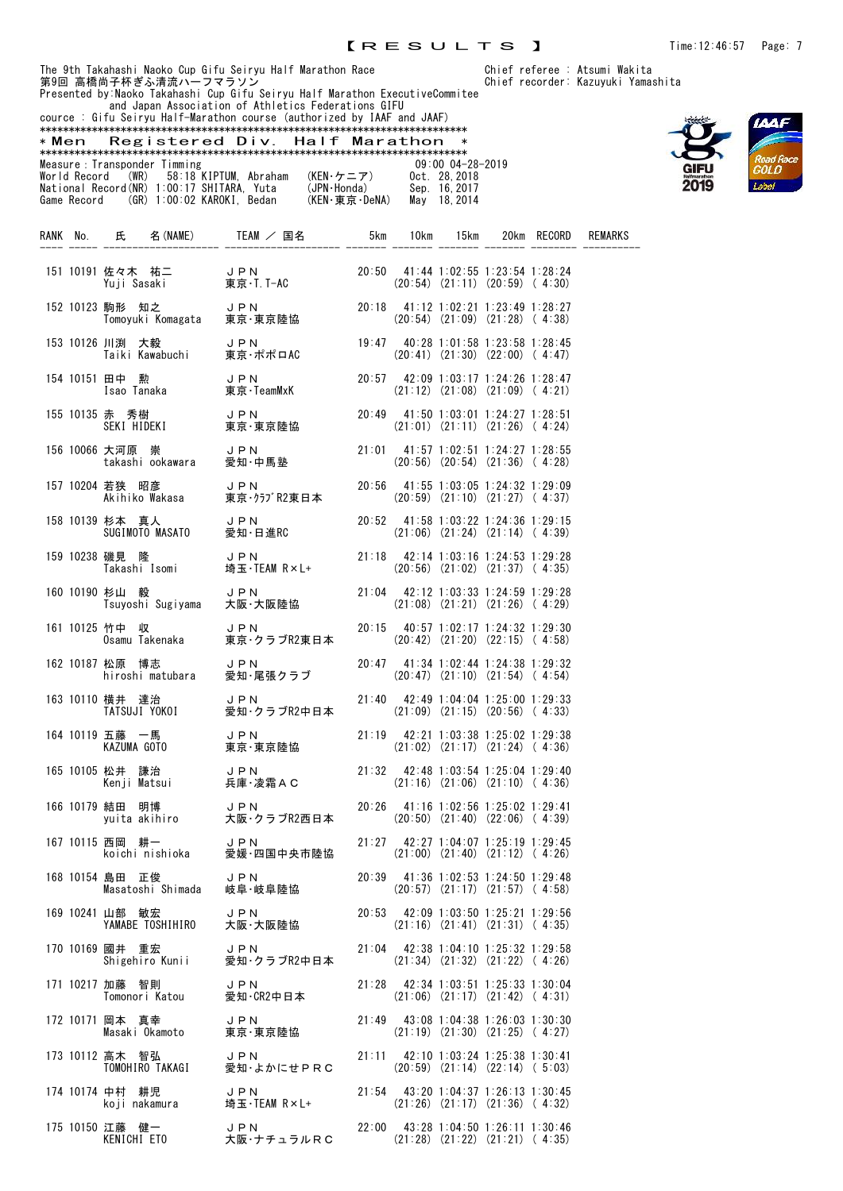【RESULTS】

The 9th Takahashi Naoko Cup Gifu Seiryu Half Marathon Race
第9回 高橋尚子杯ぎふ清流ハーフマラソン
Presented by:Naoko Takahashi Cup Gifu Seiryu Half Marathon ExecutiveCommitee
and Japan Association of Athletics Federations GIFU
cource : Gifu Seiryu Half-Marathon course (authorized by IAAF and JAAF)

Chief referee : Atsumi Wakita
Chief recorder: Kazuyuki Yamashita

## *Men Registered Div. Half Marathon *

Measure : Transponder Timming 09:00 04-28-2019

World Record (WR) 58:18 KIPTUM, Abraham (KEN･ケニア) Oct. 28,2018
National Record(NR) 1:00:17 SHITARA, Yuta (JPN･Honda) Sep. 16,2017
Game Record (GR) 1:00:02 KAROKI, Bedan (KEN･東京･DeNA) May 18,2014

| RANK | No. | 氏 名(NAME) | TEAM / 国名 | 5km | 10km | 15km | 20km | RECORD | REMARKS |
|---|---|---|---|---|---|---|---|---|---|
| 151 | 10191 | 佐々木 祐二<br>Yuji Sasaki | JPN<br>東京･T.T-AC | 20:50 | 41:44<br>(20:54) | 1:02:55<br>(21:11) | 1:23:54<br>(20:59) | 1:28:24<br>( 4:30) | |
| 152 | 10123 | 駒形 知之<br>Tomoyuki Komagata | JPN<br>東京･東京陸協 | 20:18 | 41:12<br>(20:54) | 1:02:21<br>(21:09) | 1:23:49<br>(21:28) | 1:28:27<br>( 4:38) | |
| 153 | 10126 | 川渕 大毅<br>Taiki Kawabuchi | JPN<br>東京･ポポロAC | 19:47 | 40:28<br>(20:41) | 1:01:58<br>(21:30) | 1:23:58<br>(22:00) | 1:28:45<br>( 4:47) | |
| 154 | 10151 | 田中 勲<br>Isao Tanaka | JPN<br>東京･TeamMxK | 20:57 | 42:09<br>(21:12) | 1:03:17<br>(21:08) | 1:24:26<br>(21:09) | 1:28:47<br>( 4:21) | |
| 155 | 10135 | 赤 秀樹<br>SEKI HIDEKI | JPN<br>東京･東京陸協 | 20:49 | 41:50<br>(21:01) | 1:03:01<br>(21:11) | 1:24:27<br>(21:26) | 1:28:51<br>( 4:24) | |
| 156 | 10066 | 大河原 崇<br>takashi ookawara | JPN<br>愛知･中馬塾 | 21:01 | 41:57<br>(20:56) | 1:02:51<br>(20:54) | 1:24:27<br>(21:36) | 1:28:55<br>( 4:28) | |
| 157 | 10204 | 若狭 昭彦<br>Akihiko Wakasa | JPN<br>東京･ｸﾗﾌﾞR2東日本 | 20:56 | 41:55<br>(20:59) | 1:03:05<br>(21:10) | 1:24:32<br>(21:27) | 1:29:09<br>( 4:37) | |
| 158 | 10139 | 杉本 真人<br>SUGIMOTO MASATO | JPN<br>愛知･日進RC | 20:52 | 41:58<br>(21:06) | 1:03:22<br>(21:24) | 1:24:36<br>(21:14) | 1:29:15<br>( 4:39) | |
| 159 | 10238 | 礒見 隆<br>Takashi Isomi | JPN<br>埼玉･TEAM R×L+ | 21:18 | 42:14<br>(20:56) | 1:03:16<br>(21:02) | 1:24:53<br>(21:37) | 1:29:28<br>( 4:35) | |
| 160 | 10190 | 杉山 毅<br>Tsuyoshi Sugiyama | JPN<br>大阪･大阪陸協 | 21:04 | 42:12<br>(21:08) | 1:03:33<br>(21:21) | 1:24:59<br>(21:26) | 1:29:28<br>( 4:29) | |
| 161 | 10125 | 竹中 収<br>Osamu Takenaka | JPN<br>東京･クラブR2東日本 | 20:15 | 40:57<br>(20:42) | 1:02:17<br>(21:20) | 1:24:32<br>(22:15) | 1:29:30<br>( 4:58) | |
| 162 | 10187 | 松原 博志<br>hiroshi matubara | JPN<br>愛知･尾張クラブ | 20:47 | 41:34<br>(20:47) | 1:02:44<br>(21:10) | 1:24:38<br>(21:54) | 1:29:32<br>( 4:54) | |
| 163 | 10110 | 横井 達治<br>TATSUJI YOKOI | JPN<br>愛知･クラブR2中日本 | 21:40 | 42:49<br>(21:09) | 1:04:04<br>(21:15) | 1:25:00<br>(20:56) | 1:29:33<br>( 4:33) | |
| 164 | 10119 | 五藤 一馬<br>KAZUMA GOTO | JPN<br>東京･東京陸協 | 21:19 | 42:21<br>(21:02) | 1:03:38<br>(21:17) | 1:25:02<br>(21:24) | 1:29:38<br>( 4:36) | |
| 165 | 10105 | 松井 謙治<br>Kenji Matsui | JPN<br>兵庫･凌霜AC | 21:32 | 42:48<br>(21:16) | 1:03:54<br>(21:06) | 1:25:04<br>(21:10) | 1:29:40<br>( 4:36) | |
| 166 | 10179 | 結田 明博<br>yuita akihiro | JPN<br>大阪･クラブR2西日本 | 20:26 | 41:16<br>(20:50) | 1:02:56<br>(21:40) | 1:25:02<br>(22:06) | 1:29:41<br>( 4:39) | |
| 167 | 10115 | 西岡 耕一<br>koichi nishioka | JPN<br>愛媛･四国中央市陸協 | 21:27 | 42:27<br>(21:00) | 1:04:07<br>(21:40) | 1:25:19<br>(21:12) | 1:29:45<br>( 4:26) | |
| 168 | 10154 | 島田 正俊<br>Masatoshi Shimada | JPN<br>岐阜･岐阜陸協 | 20:39 | 41:36<br>(20:57) | 1:02:53<br>(21:17) | 1:24:50<br>(21:57) | 1:29:48<br>( 4:58) | |
| 169 | 10241 | 山部 敏宏<br>YAMABE TOSHIHIRO | JPN<br>大阪･大阪陸協 | 20:53 | 42:09<br>(21:16) | 1:03:50<br>(21:41) | 1:25:21<br>(21:31) | 1:29:56<br>( 4:35) | |
| 170 | 10169 | 國井 重宏<br>Shigehiro Kunii | JPN<br>愛知･クラブR2中日本 | 21:04 | 42:38<br>(21:34) | 1:04:10<br>(21:32) | 1:25:32<br>(21:22) | 1:29:58<br>( 4:26) | |
| 171 | 10217 | 加藤 智則<br>Tomonori Katou | JPN<br>愛知･CR2中日本 | 21:28 | 42:34<br>(21:06) | 1:03:51<br>(21:17) | 1:25:33<br>(21:42) | 1:30:04<br>( 4:31) | |
| 172 | 10171 | 岡本 真幸<br>Masaki Okamoto | JPN<br>東京･東京陸協 | 21:49 | 43:08<br>(21:19) | 1:04:38<br>(21:30) | 1:26:03<br>(21:25) | 1:30:30<br>( 4:27) | |
| 173 | 10112 | 高木 智弘<br>TOMOHIRO TAKAGI | JPN<br>愛知･よかにせPRC | 21:11 | 42:10<br>(20:59) | 1:03:24<br>(21:14) | 1:25:38<br>(22:14) | 1:30:41<br>( 5:03) | |
| 174 | 10174 | 中村 耕児<br>koji nakamura | JPN<br>埼玉･TEAM R×L+ | 21:54 | 43:20<br>(21:26) | 1:04:37<br>(21:17) | 1:26:13<br>(21:36) | 1:30:45<br>( 4:32) | |
| 175 | 10150 | 江藤 健一<br>KENICHI ETO | JPN<br>大阪･ナチュラルRC | 22:00 | 43:28<br>(21:28) | 1:04:50<br>(21:22) | 1:26:11<br>(21:21) | 1:30:46<br>( 4:35) | |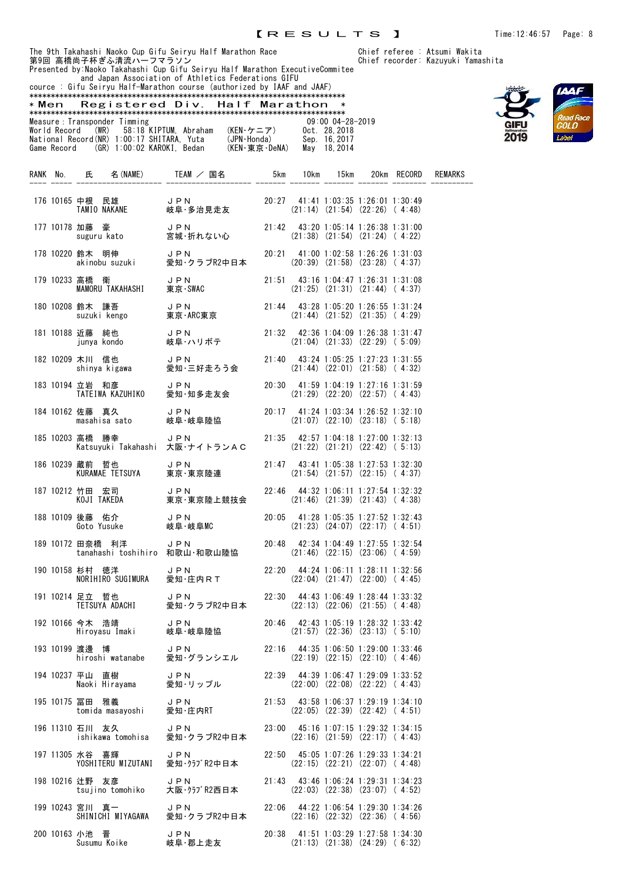【RESULTS】

The 9th Takahashi Naoko Cup Gifu Seiryu Half Marathon Race
第9回 高橋尚子杯ぎふ清流ハーフマラソン
Presented by:Naoko Takahashi Cup Gifu Seiryu Half Marathon ExecutiveCommitee
and Japan Association of Athletics Federations GIFU
cource : Gifu Seiryu Half-Marathon course (authorized by IAAF and JAAF)

Chief referee : Atsumi Wakita
Chief recorder: Kazuyuki Yamashita

# *Men Registered Div. Half Marathon *

Measure : Transponder Timming 09:00 04-28-2019

World Record (WR) 58:18 KIPTUM, Abraham (KEN・ケニア) Oct. 28, 2018
National Record(NR) 1:00:17 SHITARA, Yuta (JPN・Honda) Sep. 16, 2017
Game Record (GR) 1:00:02 KAROKI, Bedan (KEN・東京・DeNA) May 18, 2014

| RANK | No. | 氏 名 (NAME) | TEAM / 国名 | 5km | 10km | 15km | 20km | RECORD | REMARKS |
|---|---|---|---|---|---|---|---|---|---|
| 176 | 10165 | 中根 民雄<br>TAMIO NAKANE | JPN<br>岐阜・多治見走友 | 20:27 | 41:41<br>(21:14) | 1:03:35<br>(21:54) | 1:26:01<br>(22:26) | 1:30:49<br>( 4:48) | |
| 177 | 10178 | 加藤 豪<br>suguru kato | JPN<br>宮城・折れない心 | 21:42 | 43:20<br>(21:38) | 1:05:14<br>(21:54) | 1:26:38<br>(21:24) | 1:31:00<br>( 4:22) | |
| 178 | 10220 | 鈴木 明伸<br>akinobu suzuki | JPN<br>愛知・クラブR2中日本 | 20:21 | 41:00<br>(20:39) | 1:02:58<br>(21:58) | 1:26:26<br>(23:28) | 1:31:03<br>( 4:37) | |
| 179 | 10233 | 高橋 衛<br>MAMORU TAKAHASHI | JPN<br>東京・SWAC | 21:51 | 43:16<br>(21:25) | 1:04:47<br>(21:31) | 1:26:31<br>(21:44) | 1:31:08<br>( 4:37) | |
| 180 | 10208 | 鈴木 謙吾<br>suzuki kengo | JPN<br>東京・ARC東京 | 21:44 | 43:28<br>(21:44) | 1:05:20<br>(21:52) | 1:26:55<br>(21:35) | 1:31:24<br>( 4:29) | |
| 181 | 10188 | 近藤 純也<br>junya kondo | JPN<br>岐阜・ハリボテ | 21:32 | 42:36<br>(21:04) | 1:04:09<br>(21:33) | 1:26:38<br>(22:29) | 1:31:47<br>( 5:09) | |
| 182 | 10209 | 木川 信也<br>shinya kigawa | JPN<br>愛知・三好走ろう会 | 21:40 | 43:24<br>(21:44) | 1:05:25<br>(22:01) | 1:27:23<br>(21:58) | 1:31:55<br>( 4:32) | |
| 183 | 10194 | 立岩 和彦<br>TATEIWA KAZUHIKO | JPN<br>愛知・知多走友会 | 20:30 | 41:59<br>(21:29) | 1:04:19<br>(22:20) | 1:27:16<br>(22:57) | 1:31:59<br>( 4:43) | |
| 184 | 10162 | 佐藤 真久<br>masahisa sato | JPN<br>岐阜・岐阜陸協 | 20:17 | 41:24<br>(21:07) | 1:03:34<br>(22:10) | 1:26:52<br>(23:18) | 1:32:10<br>( 5:18) | |
| 185 | 10203 | 高橋 勝幸<br>Katsuyuki Takahashi | JPN<br>大阪・ナイトランAC | 21:35 | 42:57<br>(21:22) | 1:04:18<br>(21:21) | 1:27:00<br>(22:42) | 1:32:13<br>( 5:13) | |
| 186 | 10239 | 蔵前 哲也<br>KURAMAE TETSUYA | JPN<br>東京・東京陸連 | 21:47 | 43:41<br>(21:54) | 1:05:38<br>(21:57) | 1:27:53<br>(22:15) | 1:32:30<br>( 4:37) | |
| 187 | 10212 | 竹田 宏司<br>KOJI TAKEDA | JPN<br>東京・東京陸上競技会 | 22:46 | 44:32<br>(21:46) | 1:06:11<br>(21:39) | 1:27:54<br>(21:43) | 1:32:32<br>( 4:38) | |
| 188 | 10109 | 後藤 佑介<br>Goto Yusuke | JPN<br>岐阜・岐阜MC | 20:05 | 41:28<br>(21:23) | 1:05:35<br>(24:07) | 1:27:52<br>(22:17) | 1:32:43<br>( 4:51) | |
| 189 | 10172 | 田奈橋 利洋<br>tanahashi toshihiro | JPN<br>和歌山・和歌山陸協 | 20:48 | 42:34<br>(21:46) | 1:04:49<br>(22:15) | 1:27:55<br>(23:06) | 1:32:54<br>( 4:59) | |
| 190 | 10158 | 杉村 徳洋<br>NORIHIRO SUGIMURA | JPN<br>愛知・庄内RT | 22:20 | 44:24<br>(22:04) | 1:06:11<br>(21:47) | 1:28:11<br>(22:00) | 1:32:56<br>( 4:45) | |
| 191 | 10214 | 足立 哲也<br>TETSUYA ADACHI | JPN<br>愛知・クラブR2中日本 | 22:30 | 44:43<br>(22:13) | 1:06:49<br>(22:06) | 1:28:44<br>(21:55) | 1:33:32<br>( 4:48) | |
| 192 | 10166 | 今木 浩靖<br>Hiroyasu Imaki | JPN<br>岐阜・岐阜陸協 | 20:46 | 42:43<br>(21:57) | 1:05:19<br>(22:36) | 1:28:32<br>(23:13) | 1:33:42<br>( 5:10) | |
| 193 | 10199 | 渡邊 博<br>hiroshi watanabe | JPN<br>愛知・グランシエル | 22:16 | 44:35<br>(22:19) | 1:06:50<br>(22:15) | 1:29:00<br>(22:10) | 1:33:46<br>( 4:46) | |
| 194 | 10237 | 平山 直樹<br>Naoki Hirayama | JPN<br>愛知・リップル | 22:39 | 44:39<br>(22:00) | 1:06:47<br>(22:08) | 1:29:09<br>(22:22) | 1:33:52<br>( 4:43) | |
| 195 | 10175 | 冨田 雅義<br>tomida masayoshi | JPN<br>愛知・庄内RT | 21:53 | 43:58<br>(22:05) | 1:06:37<br>(22:39) | 1:29:19<br>(22:42) | 1:34:10<br>( 4:51) | |
| 196 | 11310 | 石川 友久<br>ishikawa tomohisa | JPN<br>愛知・クラブR2中日本 | 23:00 | 45:16<br>(22:16) | 1:07:15<br>(21:59) | 1:29:32<br>(22:17) | 1:34:15<br>( 4:43) | |
| 197 | 11305 | 水谷 喜輝<br>YOSHITERU MIZUTANI | JPN<br>愛知・ｸﾗﾌﾞR2中日本 | 22:50 | 45:05<br>(22:15) | 1:07:26<br>(22:21) | 1:29:33<br>(22:07) | 1:34:21<br>( 4:48) | |
| 198 | 10216 | 辻野 友彦<br>tsujino tomohiko | JPN<br>大阪・ｸﾗﾌﾞR2西日本 | 21:43 | 43:46<br>(22:03) | 1:06:24<br>(22:38) | 1:29:31<br>(23:07) | 1:34:23<br>( 4:52) | |
| 199 | 10243 | 宮川 真一<br>SHINICHI MIYAGAWA | JPN<br>愛知・クラブR2中日本 | 22:06 | 44:22<br>(22:16) | 1:06:54<br>(22:32) | 1:29:30<br>(22:36) | 1:34:26<br>( 4:56) | |
| 200 | 10163 | 小池 晋<br>Susumu Koike | JPN<br>岐阜・郡上走友 | 20:38 | 41:51<br>(21:13) | 1:03:29<br>(21:38) | 1:27:58<br>(24:29) | 1:34:30<br>( 6:32) | |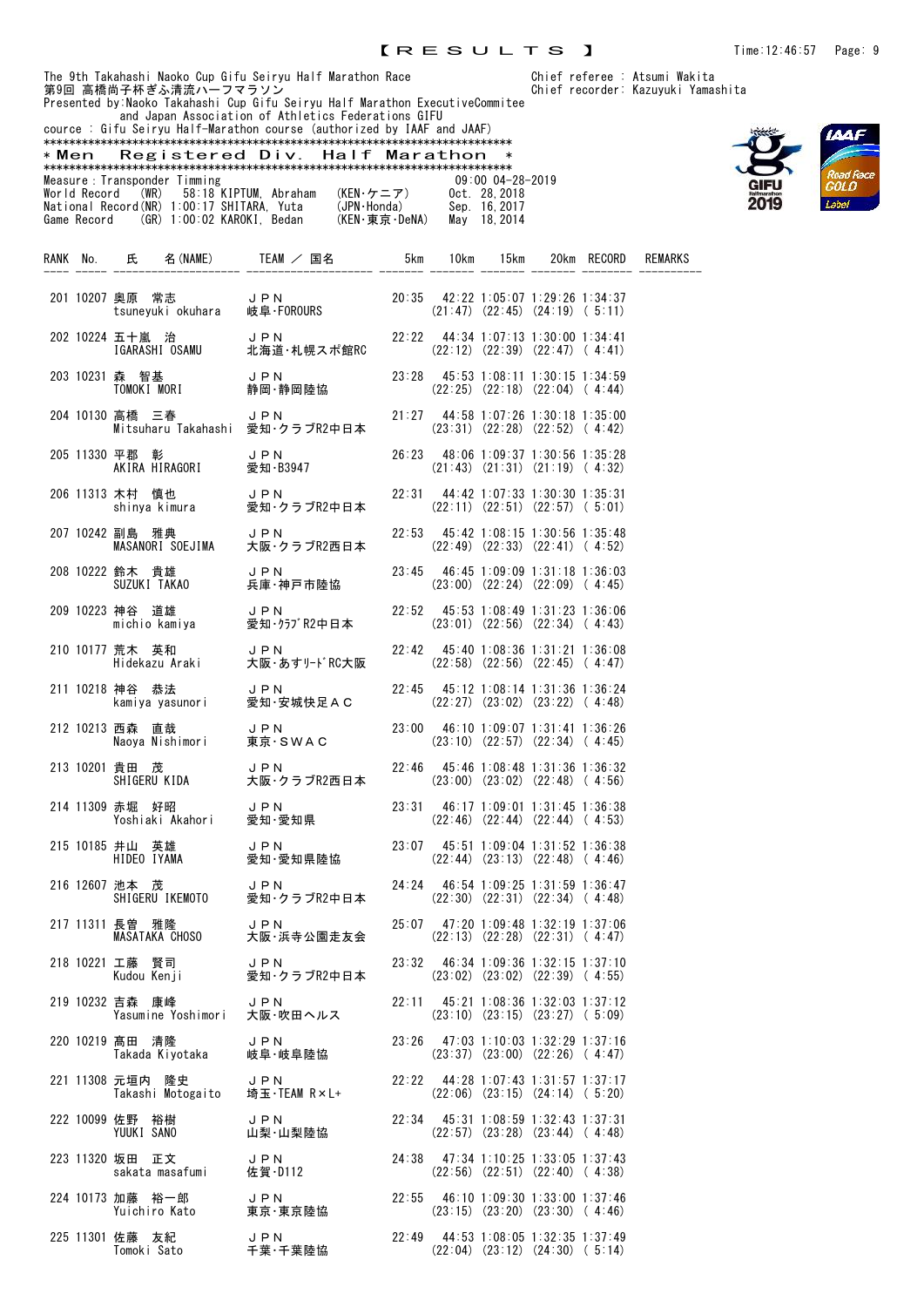【RESULTS】

The 9th Takahashi Naoko Cup Gifu Seiryu Half Marathon Race
第9回 高橋尚子杯ぎふ清流ハーフマラソン
Presented by:Naoko Takahashi Cup Gifu Seiryu Half Marathon ExecutiveCommitee
and Japan Association of Athletics Federations GIFU
cource : Gifu Seiryu Half-Marathon course (authorized by IAAF and JAAF)

Chief referee : Atsumi Wakita
Chief recorder: Kazuyuki Yamashita

## ＊Men Registered Div. Half Marathon ＊

Measure : Transponder Timming　　09:00 04-28-2019
World Record (WR) 58:18 KIPTUM, Abraham (KEN・ケニア) Oct. 28,2018
National Record(NR) 1:00:17 SHITARA, Yuta (JPN・Honda) Sep. 16,2017
Game Record (GR) 1:00:02 KAROKI, Bedan (KEN・東京・DeNA) May 18,2014

| RANK | No. | 氏 名(NAME) | TEAM / 国名 | 5km | 10km | 15km | 20km | RECORD | REMARKS |
|---|---|---|---|---|---|---|---|---|---|
| 201 | 10207 | 奥原 常志<br>tsuneyuki okuhara | ＪＰＮ<br>岐阜・FOROURS | 20:35 | 42:22<br>(21:47) | 1:05:07<br>(22:45) | 1:29:26<br>(24:19) | 1:34:37<br>( 5:11) | |
| 202 | 10224 | 五十嵐 治<br>IGARASHI OSAMU | ＪＰＮ<br>北海道・札幌スポ館RC | 22:22 | 44:34<br>(22:12) | 1:07:13<br>(22:39) | 1:30:00<br>(22:47) | 1:34:41<br>( 4:41) | |
| 203 | 10231 | 森 智基<br>TOMOKI MORI | ＪＰＮ<br>静岡・静岡陸協 | 23:28 | 45:53<br>(22:25) | 1:08:11<br>(22:18) | 1:30:15<br>(22:04) | 1:34:59<br>( 4:44) | |
| 204 | 10130 | 高橋 三春<br>Mitsuharu Takahashi | ＪＰＮ<br>愛知・クラブR2中日本 | 21:27 | 44:58<br>(23:31) | 1:07:26<br>(22:28) | 1:30:18<br>(22:52) | 1:35:00<br>( 4:42) | |
| 205 | 11330 | 平郡 彰<br>AKIRA HIRAGORI | ＪＰＮ<br>愛知・B3947 | 26:23 | 48:06<br>(21:43) | 1:09:37<br>(21:31) | 1:30:56<br>(21:19) | 1:35:28<br>( 4:32) | |
| 206 | 11313 | 木村 慎也<br>shinya kimura | ＪＰＮ<br>愛知・クラブR2中日本 | 22:31 | 44:42<br>(22:11) | 1:07:33<br>(22:51) | 1:30:30<br>(22:57) | 1:35:31<br>( 5:01) | |
| 207 | 10242 | 副島 雅典<br>MASANORI SOEJIMA | ＪＰＮ<br>大阪・クラブR2西日本 | 22:53 | 45:42<br>(22:49) | 1:08:15<br>(22:33) | 1:30:56<br>(22:41) | 1:35:48<br>( 4:52) | |
| 208 | 10222 | 鈴木 貴雄<br>SUZUKI TAKAO | ＪＰＮ<br>兵庫・神戸市陸協 | 23:45 | 46:45<br>(23:00) | 1:09:09<br>(22:24) | 1:31:18<br>(22:09) | 1:36:03<br>( 4:45) | |
| 209 | 10223 | 神谷 道雄<br>michio kamiya | ＪＰＮ<br>愛知・ｸﾗﾌﾞR2中日本 | 22:52 | 45:53<br>(23:01) | 1:08:49<br>(22:56) | 1:31:23<br>(22:34) | 1:36:06<br>( 4:43) | |
| 210 | 10177 | 荒木 英和<br>Hidekazu Araki | ＪＰＮ<br>大阪・あすﾘｰﾄﾞRC大阪 | 22:42 | 45:40<br>(22:58) | 1:08:36<br>(22:56) | 1:31:21<br>(22:45) | 1:36:08<br>( 4:47) | |
| 211 | 10218 | 神谷 恭法<br>kamiya yasunori | ＪＰＮ<br>愛知・安城快足ＡＣ | 22:45 | 45:12<br>(22:27) | 1:08:14<br>(23:02) | 1:31:36<br>(23:22) | 1:36:24<br>( 4:48) | |
| 212 | 10213 | 西森 直哉<br>Naoya Nishimori | ＪＰＮ<br>東京・ＳＷＡＣ | 23:00 | 46:10<br>(23:10) | 1:09:07<br>(22:57) | 1:31:41<br>(22:34) | 1:36:26<br>( 4:45) | |
| 213 | 10201 | 貴田 茂<br>SHIGERU KIDA | ＪＰＮ<br>大阪・クラブR2西日本 | 22:46 | 45:46<br>(23:00) | 1:08:48<br>(23:02) | 1:31:36<br>(22:48) | 1:36:32<br>( 4:56) | |
| 214 | 11309 | 赤堀 好昭<br>Yoshiaki Akahori | ＪＰＮ<br>愛知・愛知県 | 23:31 | 46:17<br>(22:46) | 1:09:01<br>(22:44) | 1:31:45<br>(22:44) | 1:36:38<br>( 4:53) | |
| 215 | 10185 | 井山 英雄<br>HIDEO IYAMA | ＪＰＮ<br>愛知・愛知県陸協 | 23:07 | 45:51<br>(22:44) | 1:09:04<br>(23:13) | 1:31:52<br>(22:48) | 1:36:38<br>( 4:46) | |
| 216 | 12607 | 池本 茂<br>SHIGERU IKEMOTO | ＪＰＮ<br>愛知・クラブR2中日本 | 24:24 | 46:54<br>(22:30) | 1:09:25<br>(22:31) | 1:31:59<br>(22:34) | 1:36:47<br>( 4:48) | |
| 217 | 11311 | 長曽 雅隆<br>MASATAKA CHOSO | ＪＰＮ<br>大阪・浜寺公園走友会 | 25:07 | 47:20<br>(22:13) | 1:09:48<br>(22:28) | 1:32:19<br>(22:31) | 1:37:06<br>( 4:47) | |
| 218 | 10221 | 工藤 賢司<br>Kudou Kenji | ＪＰＮ<br>愛知・クラブR2中日本 | 23:32 | 46:34<br>(23:02) | 1:09:36<br>(23:02) | 1:32:15<br>(22:39) | 1:37:10<br>( 4:55) | |
| 219 | 10232 | 吉森 康峰<br>Yasumine Yoshimori | ＪＰＮ<br>大阪・吹田ヘルス | 22:11 | 45:21<br>(23:10) | 1:08:36<br>(23:15) | 1:32:03<br>(23:27) | 1:37:12<br>( 5:09) | |
| 220 | 10219 | 高田 清隆<br>Takada Kiyotaka | ＪＰＮ<br>岐阜・岐阜陸協 | 23:26 | 47:03<br>(23:37) | 1:10:03<br>(23:00) | 1:32:29<br>(22:26) | 1:37:16<br>( 4:47) | |
| 221 | 11308 | 元垣内 隆史<br>Takashi Motogaito | ＪＰＮ<br>埼玉・TEAM R×L+ | 22:22 | 44:28<br>(22:06) | 1:07:43<br>(23:15) | 1:31:57<br>(24:14) | 1:37:17<br>( 5:20) | |
| 222 | 10099 | 佐野 裕樹<br>YUUKI SANO | ＪＰＮ<br>山梨・山梨陸協 | 22:34 | 45:31<br>(22:57) | 1:08:59<br>(23:28) | 1:32:43<br>(23:44) | 1:37:31<br>( 4:48) | |
| 223 | 11320 | 坂田 正文<br>sakata masafumi | ＪＰＮ<br>佐賀・D112 | 24:38 | 47:34<br>(22:56) | 1:10:25<br>(22:51) | 1:33:05<br>(22:40) | 1:37:43<br>( 4:38) | |
| 224 | 10173 | 加藤 裕一郎<br>Yuichiro Kato | ＪＰＮ<br>東京・東京陸協 | 22:55 | 46:10<br>(23:15) | 1:09:30<br>(23:20) | 1:33:00<br>(23:30) | 1:37:46<br>( 4:46) | |
| 225 | 11301 | 佐藤 友紀<br>Tomoki Sato | ＪＰＮ<br>千葉・千葉陸協 | 22:49 | 44:53<br>(22:04) | 1:08:05<br>(23:12) | 1:32:35<br>(24:30) | 1:37:49<br>( 5:14) | |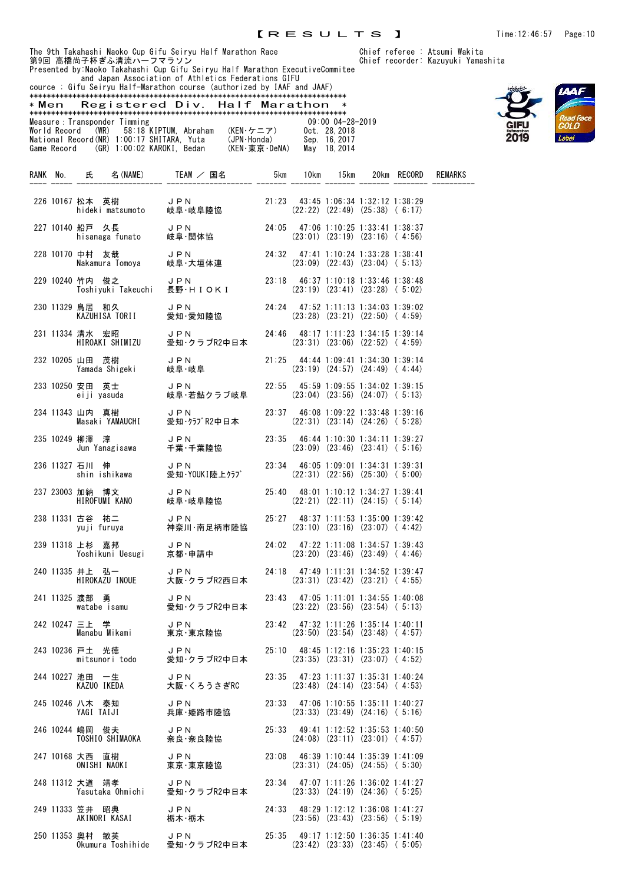【RESULTS】

The 9th Takahashi Naoko Cup Gifu Seiryu Half Marathon Race
第9回 高橋尚子杯ぎふ清流ハーフマラソン
Presented by:Naoko Takahashi Cup Gifu Seiryu Half Marathon ExecutiveCommitee
and Japan Association of Athletics Federations GIFU
cource : Gifu Seiryu Half-Marathon course (authorized by IAAF and JAAF)

Chief referee : Atsumi Wakita
Chief recorder: Kazuyuki Yamashita

## ＊Men Registered Div. Half Marathon ＊

Measure：Transponder Timming　09:00 04-28-2019

World Record (WR) 58:18 KIPTUM, Abraham (KEN･ケニア) Oct. 28,2018
National Record(NR) 1:00:17 SHITARA, Yuta (JPN･Honda) Sep. 16,2017
Game Record (GR) 1:00:02 KAROKI, Bedan (KEN･東京･DeNA) May 18,2014

| RANK | No. | 氏 名(NAME) | TEAM ／ 国名 | 5km | 10km | 15km | 20km | RECORD | REMARKS |
|---|---|---|---|---|---|---|---|---|---|
| 226 | 10167 | 松本 英樹<br>hideki matsumoto | ＪＰＮ<br>岐阜･岐阜陸協 | 21:23 | 43:45<br>(22:22) | 1:06:34<br>(22:49) | 1:32:12<br>(25:38) | 1:38:29<br>( 6:17) | |
| 227 | 10140 | 船戸 久長<br>hisanaga funato | ＪＰＮ<br>岐阜･関体協 | 24:05 | 47:06<br>(23:01) | 1:10:25<br>(23:19) | 1:33:41<br>(23:16) | 1:38:37<br>( 4:56) | |
| 228 | 10170 | 中村 友哉<br>Nakamura Tomoya | ＪＰＮ<br>岐阜･大垣体連 | 24:32 | 47:41<br>(23:09) | 1:10:24<br>(22:43) | 1:33:28<br>(23:04) | 1:38:41<br>( 5:13) | |
| 229 | 10240 | 竹内 俊之<br>Toshiyuki Takeuchi | ＪＰＮ<br>長野･ＨＩＯＫＩ | 23:18 | 46:37<br>(23:19) | 1:10:18<br>(23:41) | 1:33:46<br>(23:28) | 1:38:48<br>( 5:02) | |
| 230 | 11329 | 鳥居 和久<br>KAZUHISA TORII | ＪＰＮ<br>愛知･愛知陸協 | 24:24 | 47:52<br>(23:28) | 1:11:13<br>(23:21) | 1:34:03<br>(22:50) | 1:39:02<br>( 4:59) | |
| 231 | 11334 | 清水 宏昭<br>HIROAKI SHIMIZU | ＪＰＮ<br>愛知･クラブR2中日本 | 24:46 | 48:17<br>(23:31) | 1:11:23<br>(23:06) | 1:34:15<br>(22:52) | 1:39:14<br>( 4:59) | |
| 232 | 10205 | 山田 茂樹<br>Yamada Shigeki | ＪＰＮ<br>岐阜･岐阜 | 21:25 | 44:44<br>(23:19) | 1:09:41<br>(24:57) | 1:34:30<br>(24:49) | 1:39:14<br>( 4:44) | |
| 233 | 10250 | 安田 英士<br>eiji yasuda | ＪＰＮ<br>岐阜･若鮎クラブ岐阜 | 22:55 | 45:59<br>(23:04) | 1:09:55<br>(23:56) | 1:34:02<br>(24:07) | 1:39:15<br>( 5:13) | |
| 234 | 11343 | 山内 真樹<br>Masaki YAMAUCHI | ＪＰＮ<br>愛知･ｸﾗﾌﾞR2中日本 | 23:37 | 46:08<br>(22:31) | 1:09:22<br>(23:14) | 1:33:48<br>(24:26) | 1:39:16<br>( 5:28) | |
| 235 | 10249 | 柳澤 淳<br>Jun Yanagisawa | ＪＰＮ<br>千葉･千葉陸協 | 23:35 | 46:44<br>(23:09) | 1:10:30<br>(23:46) | 1:34:11<br>(23:41) | 1:39:27<br>( 5:16) | |
| 236 | 11327 | 石川 伸<br>shin ishikawa | ＪＰＮ<br>愛知･YOUKI陸上ｸﾗﾌﾞ | 23:34 | 46:05<br>(22:31) | 1:09:01<br>(22:56) | 1:34:31<br>(25:30) | 1:39:31<br>( 5:00) | |
| 237 | 23003 | 加納 博文<br>HIROFUMI KANO | ＪＰＮ<br>岐阜･岐阜陸協 | 25:40 | 48:01<br>(22:21) | 1:10:12<br>(22:11) | 1:34:27<br>(24:15) | 1:39:41<br>( 5:14) | |
| 238 | 11331 | 古谷 祐二<br>yuji furuya | ＪＰＮ<br>神奈川･南足柄市陸協 | 25:27 | 48:37<br>(23:10) | 1:11:53<br>(23:16) | 1:35:00<br>(23:07) | 1:39:42<br>( 4:42) | |
| 239 | 11318 | 上杉 嘉邦<br>Yoshikuni Uesugi | ＪＰＮ<br>京都･申請中 | 24:02 | 47:22<br>(23:20) | 1:11:08<br>(23:46) | 1:34:57<br>(23:49) | 1:39:43<br>( 4:46) | |
| 240 | 11335 | 井上 弘一<br>HIROKAZU INOUE | ＪＰＮ<br>大阪･クラブR2西日本 | 24:18 | 47:49<br>(23:31) | 1:11:31<br>(23:42) | 1:34:52<br>(23:21) | 1:39:47<br>( 4:55) | |
| 241 | 11325 | 渡部 勇<br>watabe isamu | ＪＰＮ<br>愛知･クラブR2中日本 | 23:43 | 47:05<br>(23:22) | 1:11:01<br>(23:56) | 1:34:55<br>(23:54) | 1:40:08<br>( 5:13) | |
| 242 | 10247 | 三上 学<br>Manabu Mikami | ＪＰＮ<br>東京･東京陸協 | 23:42 | 47:32<br>(23:50) | 1:11:26<br>(23:54) | 1:35:14<br>(23:48) | 1:40:11<br>( 4:57) | |
| 243 | 10236 | 戸土 光徳<br>mitsunori todo | ＪＰＮ<br>愛知･クラブR2中日本 | 25:10 | 48:45<br>(23:35) | 1:12:16<br>(23:31) | 1:35:23<br>(23:07) | 1:40:15<br>( 4:52) | |
| 244 | 10227 | 池田 一生<br>KAZUO IKEDA | ＪＰＮ<br>大阪･くろうさぎRC | 23:35 | 47:23<br>(23:48) | 1:11:37<br>(24:14) | 1:35:31<br>(23:54) | 1:40:24<br>( 4:53) | |
| 245 | 10246 | 八木 泰知<br>YAGI TAIJI | ＪＰＮ<br>兵庫･姫路市陸協 | 23:33 | 47:06<br>(23:33) | 1:10:55<br>(23:49) | 1:35:11<br>(24:16) | 1:40:27<br>( 5:16) | |
| 246 | 10244 | 嶋岡 俊夫<br>TOSHIO SHIMAOKA | ＪＰＮ<br>奈良･奈良陸協 | 25:33 | 49:41<br>(24:08) | 1:12:52<br>(23:11) | 1:35:53<br>(23:01) | 1:40:50<br>( 4:57) | |
| 247 | 10168 | 大西 直樹<br>ONISHI NAOKI | ＪＰＮ<br>東京･東京陸協 | 23:08 | 46:39<br>(23:31) | 1:10:44<br>(24:05) | 1:35:39<br>(24:55) | 1:41:09<br>( 5:30) | |
| 248 | 11312 | 大道 靖孝<br>Yasutaka Ohmichi | ＪＰＮ<br>愛知･クラブR2中日本 | 23:34 | 47:07<br>(23:33) | 1:11:26<br>(24:19) | 1:36:02<br>(24:36) | 1:41:27<br>( 5:25) | |
| 249 | 11333 | 笠井 昭典<br>AKINORI KASAI | ＪＰＮ<br>栃木･栃木 | 24:33 | 48:29<br>(23:56) | 1:12:12<br>(23:43) | 1:36:08<br>(23:56) | 1:41:27<br>( 5:19) | |
| 250 | 11353 | 奥村 敏英<br>Okumura Toshihide | ＪＰＮ<br>愛知･クラブR2中日本 | 25:35 | 49:17<br>(23:42) | 1:12:50<br>(23:33) | 1:36:35<br>(23:45) | 1:41:40<br>( 5:05) | |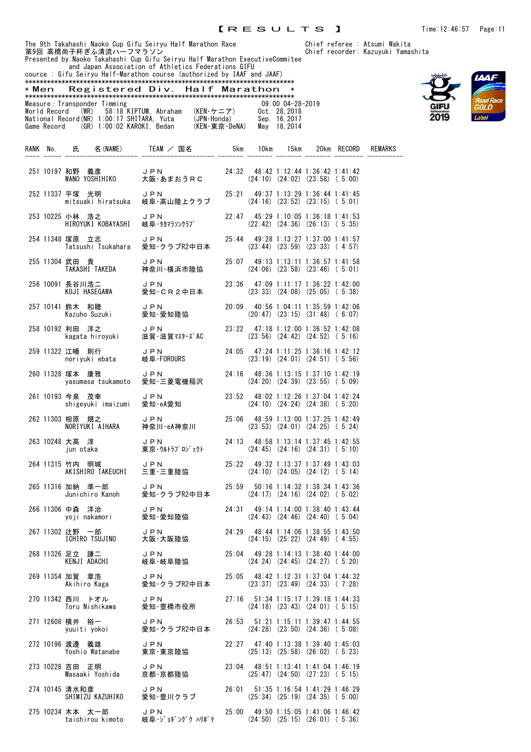【RESULTS】

The 9th Takahashi Naoko Cup Gifu Seiryu Half Marathon Race
第9回 高橋尚子杯ぎふ清流ハーフマラソン
Presented by:Naoko Takahashi Cup Gifu Seiryu Half Marathon ExecutiveCommitee
and Japan Association of Athletics Federations GIFU
cource : Gifu Seiryu Half-Marathon course (authorized by IAAF and JAAF)

Chief referee : Atsumi Wakita
Chief recorder: Kazuyuki Yamashita

*************************************************************************
＊Men Registered Div. Half Marathon ＊
*************************************************************************

Measure：Transponder Timming 09:00 04-28-2019

World Record (WR) 58:18 KIPTUM, Abraham (KEN･ケニア) Oct. 28,2018
National Record(NR) 1:00:17 SHITARA, Yuta (JPN･Honda) Sep. 16,2017
Game Record (GR) 1:00:02 KAROKI, Bedan (KEN･東京･DeNA) May 18,2014

| RANK | No. | 氏 名(NAME) | TEAM ／ 国名 | 5km | 10km | 15km | 20km | RECORD | REMARKS |
|---|---|---|---|---|---|---|---|---|---|
| 251 | 10197 | 和野 義彦<br>WANO YOSHIHIKO | ＪＰＮ<br>大阪･あまおうＲＣ | 24:32 | 48:42<br>(24:10) | 1:12:44<br>(24:02) | 1:36:42<br>(23:58) | 1:41:42<br>( 5:00) | |
| 252 | 11337 | 平塚 光明<br>mitsuaki hiratsuka | ＪＰＮ<br>岐阜･高山陸上クラブ | 25:21 | 49:37<br>(24:16) | 1:13:29<br>(23:52) | 1:36:44<br>(23:15) | 1:41:45<br>( 5:01) | |
| 253 | 10225 | 小林 浩之<br>HIROYUKI KOBAYASHI | ＪＰＮ<br>岐阜･ﾀｶﾏﾗｿﾝｸﾗﾌﾞ | 22:47 | 45:29<br>(22:42) | 1:10:05<br>(24:36) | 1:36:18<br>(26:13) | 1:41:53<br>( 5:35) | |
| 254 | 11348 | 塚原 立志<br>Tatsushi Tsukahara | ＪＰＮ<br>愛知･クラブR2中日本 | 25:44 | 49:28<br>(23:44) | 1:13:27<br>(23:59) | 1:37:00<br>(23:33) | 1:41:57<br>( 4:57) | |
| 255 | 11304 | 武田 貴<br>TAKASHI TAKEDA | ＪＰＮ<br>神奈川･横浜市陸協 | 25:07 | 49:13<br>(24:06) | 1:13:11<br>(23:58) | 1:36:57<br>(23:46) | 1:41:58<br>( 5:01) | |
| 256 | 10091 | 長谷川浩二<br>KOJI HASEGAWA | ＪＰＮ<br>愛知･ＣＲ２中日本 | 23:36 | 47:09<br>(23:33) | 1:11:17<br>(24:08) | 1:36:22<br>(25:05) | 1:42:00<br>( 5:38) | |
| 257 | 10141 | 鈴木 和穂<br>Kazuho Suzuki | ＪＰＮ<br>愛知･愛知陸協 | 20:09 | 40:56<br>(20:47) | 1:04:11<br>(23:15) | 1:35:59<br>(31:48) | 1:42:06<br>( 6:07) | |
| 258 | 10192 | 利田 洋之<br>kagata hiroyuki | ＪＰＮ<br>滋賀･滋賀ﾏｽﾀｰｽﾞAC | 23:22 | 47:18<br>(23:56) | 1:12:00<br>(24:42) | 1:36:52<br>(24:52) | 1:42:08<br>( 5:16) | |
| 259 | 11322 | 江幡 則行<br>noriyuki ebata | ＪＰＮ<br>岐阜･FOROURS | 24:05 | 47:24<br>(23:19) | 1:11:25<br>(24:01) | 1:36:16<br>(24:51) | 1:42:12<br>( 5:56) | |
| 260 | 11328 | 塚本 康雅<br>yasumasa tsukamoto | ＪＰＮ<br>愛知･三菱電機稲沢 | 24:16 | 48:36<br>(24:20) | 1:13:15<br>(24:39) | 1:37:10<br>(23:55) | 1:42:19<br>( 5:09) | |
| 261 | 10193 | 今泉 茂幸<br>shigeyuki imaizumi | ＪＰＮ<br>愛知･eA愛知 | 23:52 | 48:02<br>(24:10) | 1:12:26<br>(24:24) | 1:37:04<br>(24:38) | 1:42:24<br>( 5:20) | |
| 262 | 11303 | 相原 規之<br>NORIYUKI AIHARA | ＪＰＮ<br>神奈川･eA神奈川 | 25:06 | 48:59<br>(23:53) | 1:13:00<br>(24:01) | 1:37:25<br>(24:25) | 1:42:49<br>( 5:24) | |
| 263 | 10248 | 大高 淳<br>jun otaka | ＪＰＮ<br>東京･ｳﾙﾄﾗﾌﾟﾛｼﾞｪｸﾄ | 24:13 | 48:58<br>(24:45) | 1:13:14<br>(24:16) | 1:37:45<br>(24:31) | 1:42:55<br>( 5:10) | |
| 264 | 11315 | 竹内 明城<br>AKISHIRO TAKEUCHI | ＪＰＮ<br>三重･三重陸協 | 25:22 | 49:32<br>(24:10) | 1:13:37<br>(24:05) | 1:37:49<br>(24:12) | 1:43:03<br>( 5:14) | |
| 265 | 11316 | 加納 準一郎<br>Junichiro Kanoh | ＪＰＮ<br>愛知･クラブR2中日本 | 25:59 | 50:16<br>(24:17) | 1:14:32<br>(24:16) | 1:38:34<br>(24:02) | 1:43:36<br>( 5:02) | |
| 266 | 11306 | 中森 洋治<br>yoji nakamori | ＪＰＮ<br>愛知･愛知陸協 | 24:31 | 49:14<br>(24:43) | 1:14:00<br>(24:46) | 1:38:40<br>(24:40) | 1:43:44<br>( 5:04) | |
| 267 | 11302 | 辻野 一郎<br>ICHIRO TSUJINO | ＪＰＮ<br>大阪･大阪陸協 | 24:29 | 48:44<br>(24:15) | 1:14:06<br>(25:22) | 1:38:55<br>(24:49) | 1:43:50<br>( 4:55) | |
| 268 | 11326 | 足立 謙二<br>KENJI ADACHI | ＪＰＮ<br>岐阜･岐阜陸協 | 25:04 | 49:28<br>(24:24) | 1:14:13<br>(24:45) | 1:38:40<br>(24:27) | 1:44:00<br>( 5:20) | |
| 269 | 11354 | 加賀 章浩<br>Akihiro Kaga | ＪＰＮ<br>愛知･クラブR2中日本 | 25:05 | 48:42<br>(23:37) | 1:12:31<br>(23:49) | 1:37:04<br>(24:33) | 1:44:32<br>( 7:28) | |
| 270 | 11342 | 西川 トオル<br>Toru Nishikawa | ＪＰＮ<br>愛知･豊橋市役所 | 27:16 | 51:34<br>(24:18) | 1:15:17<br>(23:43) | 1:39:18<br>(24:01) | 1:44:33<br>( 5:15) | |
| 271 | 12608 | 横井 裕一<br>yuuiti yokoi | ＪＰＮ<br>愛知･クラブR2中日本 | 26:53 | 51:21<br>(24:28) | 1:15:11<br>(23:50) | 1:39:47<br>(24:36) | 1:44:55<br>( 5:08) | |
| 272 | 10196 | 渡邊 義雄<br>Yoshio Watanabe | ＪＰＮ<br>東京･東京陸協 | 22:27 | 47:40<br>(25:13) | 1:13:38<br>(25:58) | 1:39:40<br>(26:02) | 1:45:03<br>( 5:23) | |
| 273 | 10228 | 吉田 正明<br>Masaaki Yoshida | ＪＰＮ<br>京都･京都陸協 | 23:04 | 48:51<br>(25:47) | 1:13:41<br>(24:50) | 1:41:04<br>(27:23) | 1:46:19<br>( 5:15) | |
| 274 | 10145 | 清水和彦<br>SHIMIZU KAZUHIKO | ＪＰＮ<br>愛知･豊川クラブ | 26:01 | 51:35<br>(25:34) | 1:16:54<br>(25:19) | 1:41:29<br>(24:35) | 1:46:29<br>( 5:00) | |
| 275 | 10234 | 木本 太一郎<br>taichirou kimoto | ＪＰＮ<br>岐阜･ｼﾞｮｷﾞﾝｸﾞｸ ﾊﾘﾎﾞﾃ | 25:00 | 49:50<br>(24:50) | 1:15:05<br>(25:15) | 1:41:06<br>(26:01) | 1:46:42<br>( 5:36) | |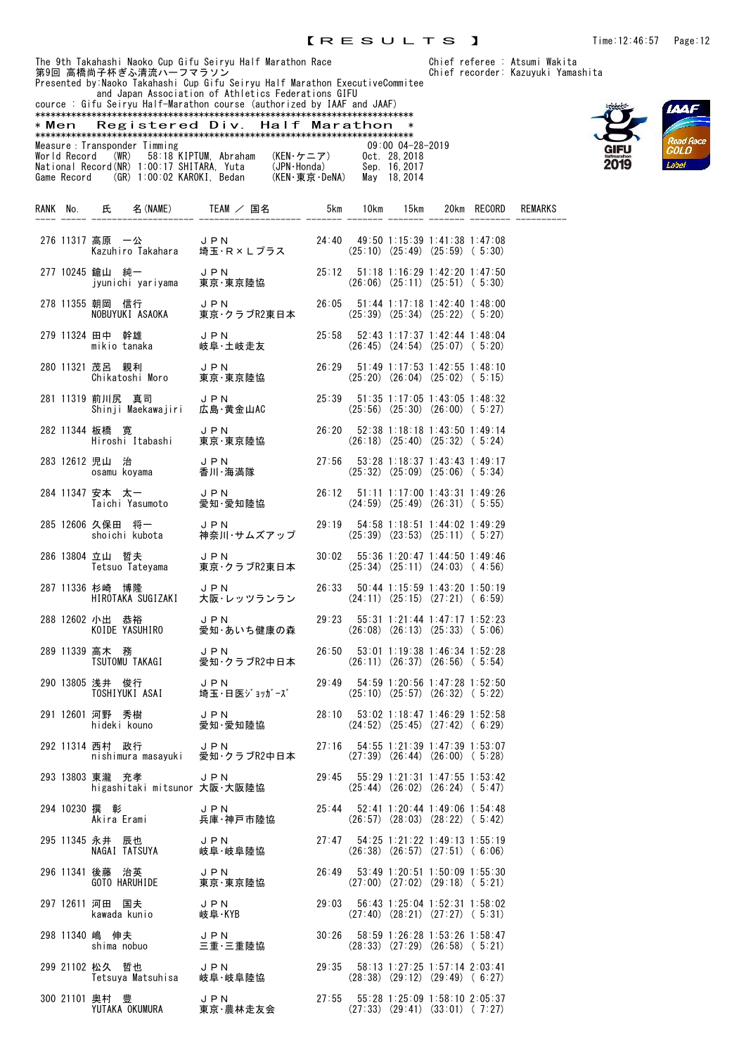【RESULTS】

The 9th Takahashi Naoko Cup Gifu Seiryu Half Marathon Race
第9回 高橋尚子杯ぎふ清流ハーフマラソン
Presented by:Naoko Takahashi Cup Gifu Seiryu Half Marathon ExecutiveCommitee and Japan Association of Athletics Federations GIFU
cource : Gifu Seiryu Half-Marathon course (authorized by IAAF and JAAF)

Chief referee : Atsumi Wakita
Chief recorder: Kazuyuki Yamashita

**＊Men Registered Div. Half Marathon ＊**

Measure：Transponder Timming — 09:00 04-28-2019

World Record (WR) 58:18 KIPTUM, Abraham (KEN･ケニア) Oct. 28,2018
National Record(NR) 1:00:17 SHITARA, Yuta (JPN･Honda) Sep. 16,2017
Game Record (GR) 1:00:02 KAROKI, Bedan (KEN･東京･DeNA) May 18,2014

| RANK | No. | 氏 名(NAME) | TEAM ／ 国名 | 5km | 10km | 15km | 20km | RECORD | REMARKS |
|---|---|---|---|---|---|---|---|---|---|
| 276 | 11317 | 高原 一公<br>Kazuhiro Takahara | ＪＰＮ<br>埼玉･R×Lプラス | 24:40 | 49:50<br>(25:10) | 1:15:39<br>(25:49) | 1:41:38<br>(25:59) | 1:47:08<br>( 5:30) | |
| 277 | 10245 | 鎗山 純一<br>jyunichi yariyama | ＪＰＮ<br>東京･東京陸協 | 25:12 | 51:18<br>(26:06) | 1:16:29<br>(25:11) | 1:42:20<br>(25:51) | 1:47:50<br>( 5:30) | |
| 278 | 11355 | 朝岡 信行<br>NOBUYUKI ASAOKA | ＪＰＮ<br>東京･クラブR2東日本 | 26:05 | 51:44<br>(25:39) | 1:17:18<br>(25:34) | 1:42:40<br>(25:22) | 1:48:00<br>( 5:20) | |
| 279 | 11324 | 田中 幹雄<br>mikio tanaka | ＪＰＮ<br>岐阜･土岐走友 | 25:58 | 52:43<br>(26:45) | 1:17:37<br>(24:54) | 1:42:44<br>(25:07) | 1:48:04<br>( 5:20) | |
| 280 | 11321 | 茂呂 親利<br>Chikatoshi Moro | ＪＰＮ<br>東京･東京陸協 | 26:29 | 51:49<br>(25:20) | 1:17:53<br>(26:04) | 1:42:55<br>(25:02) | 1:48:10<br>( 5:15) | |
| 281 | 11319 | 前川尻 真司<br>Shinji Maekawajiri | ＪＰＮ<br>広島･黄金山AC | 25:39 | 51:35<br>(25:56) | 1:17:05<br>(25:30) | 1:43:05<br>(26:00) | 1:48:32<br>( 5:27) | |
| 282 | 11344 | 板橋 寛<br>Hiroshi Itabashi | ＪＰＮ<br>東京･東京陸協 | 26:20 | 52:38<br>(26:18) | 1:18:18<br>(25:40) | 1:43:50<br>(25:32) | 1:49:14<br>( 5:24) | |
| 283 | 12612 | 児山 治<br>osamu koyama | ＪＰＮ<br>香川･海満隊 | 27:56 | 53:28<br>(25:32) | 1:18:37<br>(25:09) | 1:43:43<br>(25:06) | 1:49:17<br>( 5:34) | |
| 284 | 11347 | 安本 太一<br>Taichi Yasumoto | ＪＰＮ<br>愛知･愛知陸協 | 26:12 | 51:11<br>(24:59) | 1:17:00<br>(25:49) | 1:43:31<br>(26:31) | 1:49:26<br>( 5:55) | |
| 285 | 12606 | 久保田 将一<br>shoichi kubota | ＪＰＮ<br>神奈川･サムズアップ | 29:19 | 54:58<br>(25:39) | 1:18:51<br>(23:53) | 1:44:02<br>(25:11) | 1:49:29<br>( 5:27) | |
| 286 | 13804 | 立山 哲夫<br>Tetsuo Tateyama | ＪＰＮ<br>東京･クラブR2東日本 | 30:02 | 55:36<br>(25:34) | 1:20:47<br>(25:11) | 1:44:50<br>(24:03) | 1:49:46<br>( 4:56) | |
| 287 | 11336 | 杉崎 博隆<br>HIROTAKA SUGIZAKI | ＪＰＮ<br>大阪･レッツランラン | 26:33 | 50:44<br>(24:11) | 1:15:59<br>(25:15) | 1:43:20<br>(27:21) | 1:50:19<br>( 6:59) | |
| 288 | 12602 | 小出 恭裕<br>KOIDE YASUHIRO | ＪＰＮ<br>愛知･あいち健康の森 | 29:23 | 55:31<br>(26:08) | 1:21:44<br>(26:13) | 1:47:17<br>(25:33) | 1:52:23<br>( 5:06) | |
| 289 | 11339 | 高木 務<br>TSUTOMU TAKAGI | ＪＰＮ<br>愛知･クラブR2中日本 | 26:50 | 53:01<br>(26:11) | 1:19:38<br>(26:37) | 1:46:34<br>(26:56) | 1:52:28<br>( 5:54) | |
| 290 | 13805 | 浅井 俊行<br>TOSHIYUKI ASAI | ＪＰＮ<br>埼玉･日医ｼﾞｮｯｶﾞｰｽﾞ | 29:49 | 54:59<br>(25:10) | 1:20:56<br>(25:57) | 1:47:28<br>(26:32) | 1:52:50<br>( 5:22) | |
| 291 | 12601 | 河野 秀樹<br>hideki kouno | ＪＰＮ<br>愛知･愛知陸協 | 28:10 | 53:02<br>(24:52) | 1:18:47<br>(25:45) | 1:46:29<br>(27:42) | 1:52:58<br>( 6:29) | |
| 292 | 11314 | 西村 政行<br>nishimura masayuki | ＪＰＮ<br>愛知･クラブR2中日本 | 27:16 | 54:55<br>(27:39) | 1:21:39<br>(26:44) | 1:47:39<br>(26:00) | 1:53:07<br>( 5:28) | |
| 293 | 13803 | 東瀧 充孝<br>higashitaki mitsunor | ＪＰＮ<br>大阪･大阪陸協 | 29:45 | 55:29<br>(25:44) | 1:21:31<br>(26:02) | 1:47:55<br>(26:24) | 1:53:42<br>( 5:47) | |
| 294 | 10230 | 撰 彰<br>Akira Erami | ＪＰＮ<br>兵庫･神戸市陸協 | 25:44 | 52:41<br>(26:57) | 1:20:44<br>(28:03) | 1:49:06<br>(28:22) | 1:54:48<br>( 5:42) | |
| 295 | 11345 | 永井 辰也<br>NAGAI TATSUYA | ＪＰＮ<br>岐阜･岐阜陸協 | 27:47 | 54:25<br>(26:38) | 1:21:22<br>(26:57) | 1:49:13<br>(27:51) | 1:55:19<br>( 6:06) | |
| 296 | 11341 | 後藤 治英<br>GOTO HARUHIDE | ＪＰＮ<br>東京･東京陸協 | 26:49 | 53:49<br>(27:00) | 1:20:51<br>(27:02) | 1:50:09<br>(29:18) | 1:55:30<br>( 5:21) | |
| 297 | 12611 | 河田 国夫<br>kawada kunio | ＪＰＮ<br>岐阜･KYB | 29:03 | 56:43<br>(27:40) | 1:25:04<br>(28:21) | 1:52:31<br>(27:27) | 1:58:02<br>( 5:31) | |
| 298 | 11340 | 嶋 伸夫<br>shima nobuo | ＪＰＮ<br>三重･三重陸協 | 30:26 | 58:59<br>(28:33) | 1:26:28<br>(27:29) | 1:53:26<br>(26:58) | 1:58:47<br>( 5:21) | |
| 299 | 21102 | 松久 哲也<br>Tetsuya Matsuhisa | ＪＰＮ<br>岐阜･岐阜陸協 | 29:35 | 58:13<br>(28:38) | 1:27:25<br>(29:12) | 1:57:14<br>(29:49) | 2:03:41<br>( 6:27) | |
| 300 | 21101 | 奥村 豊<br>YUTAKA OKUMURA | ＪＰＮ<br>東京･農林走友会 | 27:55 | 55:28<br>(27:33) | 1:25:09<br>(29:41) | 1:58:10<br>(33:01) | 2:05:37<br>( 7:27) | |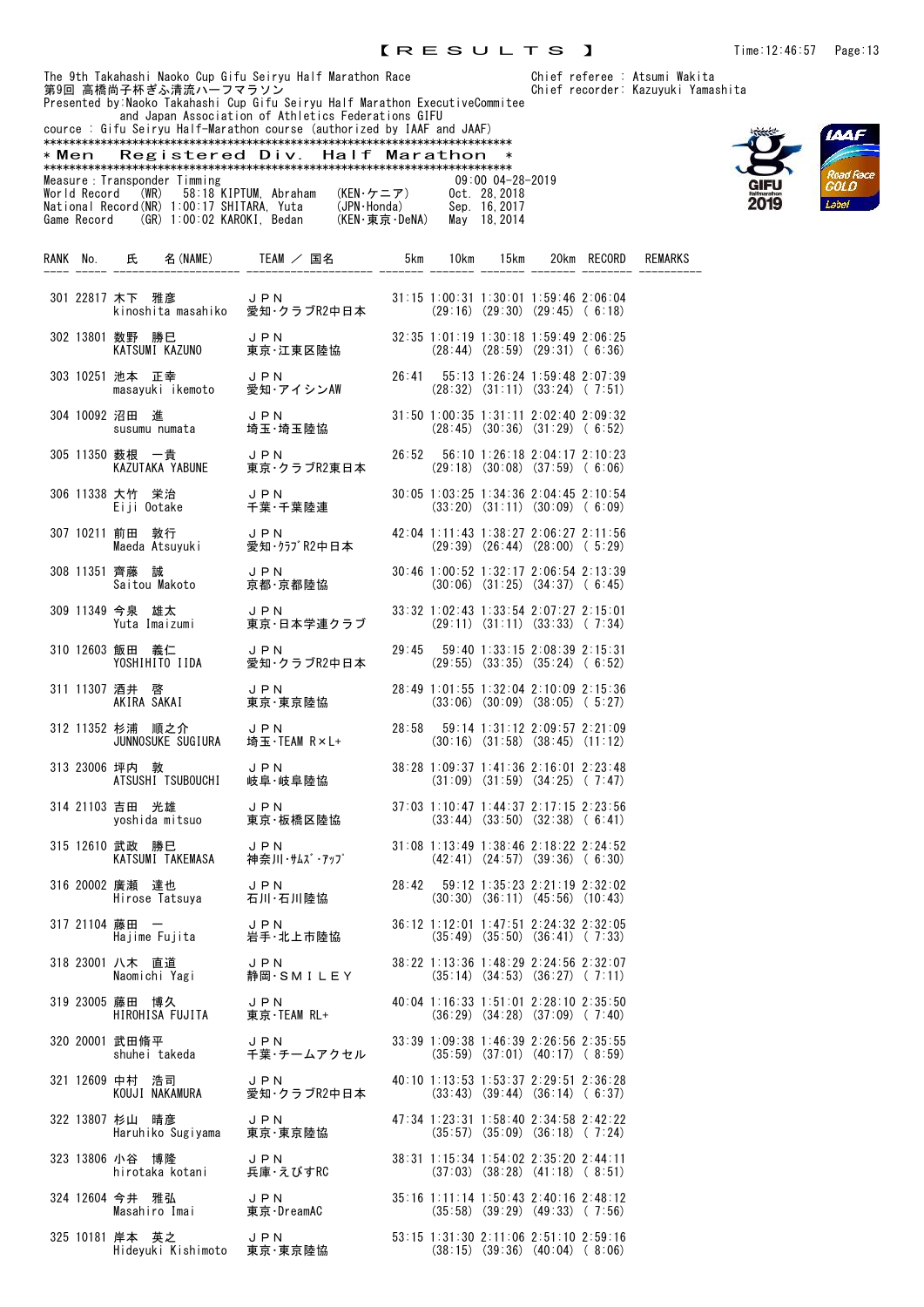【RESULTS】

The 9th Takahashi Naoko Cup Gifu Seiryu Half Marathon Race
第9回 高橋尚子杯ぎふ清流ハーフマラソン
Presented by:Naoko Takahashi Cup Gifu Seiryu Half Marathon ExecutiveCommitee
and Japan Association of Athletics Federations GIFU
cource : Gifu Seiryu Half-Marathon course (authorized by IAAF and JAAF)

Chief referee : Atsumi Wakita
Chief recorder: Kazuyuki Yamashita

## ＊Men Registered Div. Half Marathon ＊

Measure：Transponder Timming　　09:00 04-28-2019

World Record (WR) 58:18 KIPTUM, Abraham (KEN･ケニア) Oct. 28,2018
National Record(NR) 1:00:17 SHITARA, Yuta (JPN･Honda) Sep. 16,2017
Game Record (GR) 1:00:02 KAROKI, Bedan (KEN･東京･DeNA) May 18,2014

| RANK | No. | 氏 名(NAME) | TEAM / 国名 | 5km | 10km | 15km | 20km | RECORD | REMARKS |
|---|---|---|---|---|---|---|---|---|---|
| 301 | 22817 | 木下 雅彦<br>kinoshita masahiko | ＪＰＮ<br>愛知･クラブR2中日本 | 31:15 | 1:00:31<br>(29:16) | 1:30:01<br>(29:30) | 1:59:46<br>(29:45) | 2:06:04<br>( 6:18) | |
| 302 | 13801 | 数野 勝巳<br>KATSUMI KAZUNO | ＪＰＮ<br>東京･江東区陸協 | 32:35 | 1:01:19<br>(28:44) | 1:30:18<br>(28:59) | 1:59:49<br>(29:31) | 2:06:25<br>( 6:36) | |
| 303 | 10251 | 池本 正幸<br>masayuki ikemoto | ＪＰＮ<br>愛知･アイシンAW | 26:41 | 55:13<br>(28:32) | 1:26:24<br>(31:11) | 1:59:48<br>(33:24) | 2:07:39<br>( 7:51) | |
| 304 | 10092 | 沼田 進<br>susumu numata | ＪＰＮ<br>埼玉･埼玉陸協 | 31:50 | 1:00:35<br>(28:45) | 1:31:11<br>(30:36) | 2:02:40<br>(31:29) | 2:09:32<br>( 6:52) | |
| 305 | 11350 | 薮根 一貴<br>KAZUTAKA YABUNE | ＪＰＮ<br>東京･クラブR2東日本 | 26:52 | 56:10<br>(29:18) | 1:26:18<br>(30:08) | 2:04:17<br>(37:59) | 2:10:23<br>( 6:06) | |
| 306 | 11338 | 大竹 栄治<br>Eiji Ootake | ＪＰＮ<br>千葉･千葉陸連 | 30:05 | 1:03:25<br>(33:20) | 1:34:36<br>(31:11) | 2:04:45<br>(30:09) | 2:10:54<br>( 6:09) | |
| 307 | 10211 | 前田 敦行<br>Maeda Atsuyuki | ＪＰＮ<br>愛知･ｸﾗﾌﾞR2中日本 | 42:04 | 1:11:43<br>(29:39) | 1:38:27<br>(26:44) | 2:06:27<br>(28:00) | 2:11:56<br>( 5:29) | |
| 308 | 11351 | 齊藤 誠<br>Saitou Makoto | ＪＰＮ<br>京都･京都陸協 | 30:46 | 1:00:52<br>(30:06) | 1:32:17<br>(31:25) | 2:06:54<br>(34:37) | 2:13:39<br>( 6:45) | |
| 309 | 11349 | 今泉 雄太<br>Yuta Imaizumi | ＪＰＮ<br>東京･日本学連クラブ | 33:32 | 1:02:43<br>(29:11) | 1:33:54<br>(31:11) | 2:07:27<br>(33:33) | 2:15:01<br>( 7:34) | |
| 310 | 12603 | 飯田 義仁<br>YOSHIHITO IIDA | ＪＰＮ<br>愛知･クラブR2中日本 | 29:45 | 59:40<br>(29:55) | 1:33:15<br>(33:35) | 2:08:39<br>(35:24) | 2:15:31<br>( 6:52) | |
| 311 | 11307 | 酒井 啓<br>AKIRA SAKAI | ＪＰＮ<br>東京･東京陸協 | 28:49 | 1:01:55<br>(33:06) | 1:32:04<br>(30:09) | 2:10:09<br>(38:05) | 2:15:36<br>( 5:27) | |
| 312 | 11352 | 杉浦 順之介<br>JUNNOSUKE SUGIURA | ＪＰＮ<br>埼玉･TEAM R×L+ | 28:58 | 59:14<br>(30:16) | 1:31:12<br>(31:58) | 2:09:57<br>(38:45) | 2:21:09<br>(11:12) | |
| 313 | 23006 | 坪内 敦<br>ATSUSHI TSUBOUCHI | ＪＰＮ<br>岐阜･岐阜陸協 | 38:28 | 1:09:37<br>(31:09) | 1:41:36<br>(31:59) | 2:16:01<br>(34:25) | 2:23:48<br>( 7:47) | |
| 314 | 21103 | 吉田 光雄<br>yoshida mitsuo | ＪＰＮ<br>東京･板橋区陸協 | 37:03 | 1:10:47<br>(33:44) | 1:44:37<br>(33:50) | 2:17:15<br>(32:38) | 2:23:56<br>( 6:41) | |
| 315 | 12610 | 武政 勝巳<br>KATSUMI TAKEMASA | ＪＰＮ<br>神奈川･ｻﾑｽﾞ･ｱｯﾌﾟ | 31:08 | 1:13:49<br>(42:41) | 1:38:46<br>(24:57) | 2:18:22<br>(39:36) | 2:24:52<br>( 6:30) | |
| 316 | 20002 | 廣瀬 達也<br>Hirose Tatsuya | ＪＰＮ<br>石川･石川陸協 | 28:42 | 59:12<br>(30:30) | 1:35:23<br>(36:11) | 2:21:19<br>(45:56) | 2:32:02<br>(10:43) | |
| 317 | 21104 | 藤田 一<br>Hajime Fujita | ＪＰＮ<br>岩手･北上市陸協 | 36:12 | 1:12:01<br>(35:49) | 1:47:51<br>(35:50) | 2:24:32<br>(36:41) | 2:32:05<br>( 7:33) | |
| 318 | 23001 | 八木 直道<br>Naomichi Yagi | ＪＰＮ<br>静岡･ＳＭＩＬＥＹ | 38:22 | 1:13:36<br>(35:14) | 1:48:29<br>(34:53) | 2:24:56<br>(36:27) | 2:32:07<br>( 7:11) | |
| 319 | 23005 | 藤田 博久<br>HIROHISA FUJITA | ＪＰＮ<br>東京･TEAM RL+ | 40:04 | 1:16:33<br>(36:29) | 1:51:01<br>(34:28) | 2:28:10<br>(37:09) | 2:35:50<br>( 7:40) | |
| 320 | 20001 | 武田脩平<br>shuhei takeda | ＪＰＮ<br>千葉･チームアクセル | 33:39 | 1:09:38<br>(35:59) | 1:46:39<br>(37:01) | 2:26:56<br>(40:17) | 2:35:55<br>( 8:59) | |
| 321 | 12609 | 中村 浩司<br>KOUJI NAKAMURA | ＪＰＮ<br>愛知･クラブR2中日本 | 40:10 | 1:13:53<br>(33:43) | 1:53:37<br>(39:44) | 2:29:51<br>(36:14) | 2:36:28<br>( 6:37) | |
| 322 | 13807 | 杉山 晴彦<br>Haruhiko Sugiyama | ＪＰＮ<br>東京･東京陸協 | 47:34 | 1:23:31<br>(35:57) | 1:58:40<br>(35:09) | 2:34:58<br>(36:18) | 2:42:22<br>( 7:24) | |
| 323 | 13806 | 小谷 博隆<br>hirotaka kotani | ＪＰＮ<br>兵庫･えびすRC | 38:31 | 1:15:34<br>(37:03) | 1:54:02<br>(38:28) | 2:35:20<br>(41:18) | 2:44:11<br>( 8:51) | |
| 324 | 12604 | 今井 雅弘<br>Masahiro Imai | ＪＰＮ<br>東京･DreamAC | 35:16 | 1:11:14<br>(35:58) | 1:50:43<br>(39:29) | 2:40:16<br>(49:33) | 2:48:12<br>( 7:56) | |
| 325 | 10181 | 岸本 英之<br>Hideyuki Kishimoto | ＪＰＮ<br>東京･東京陸協 | 53:15 | 1:31:30<br>(38:15) | 2:11:06<br>(39:36) | 2:51:10<br>(40:04) | 2:59:16<br>( 8:06) | |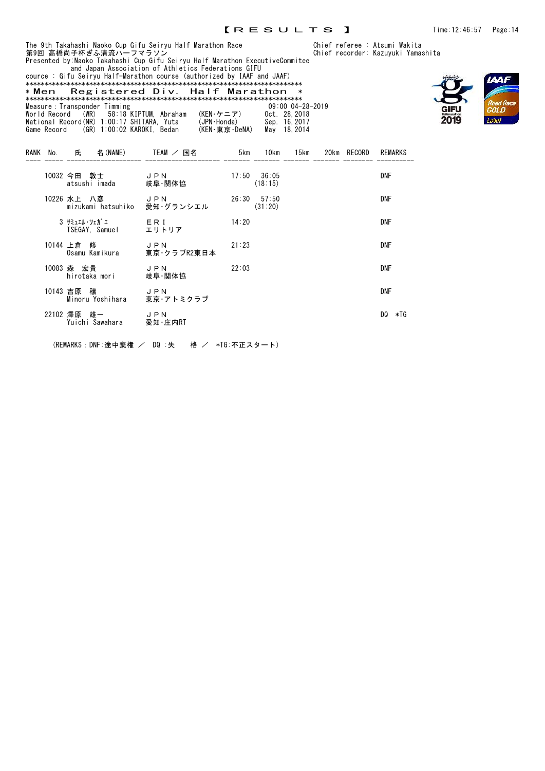【RESULTS】

The 9th Takahashi Naoko Cup Gifu Seiryu Half Marathon Race
第9回 高橋尚子杯ぎふ清流ハーフマラソン
Presented by:Naoko Takahashi Cup Gifu Seiryu Half Marathon ExecutiveCommitee
and Japan Association of Athletics Federations GIFU
cource : Gifu Seiryu Half-Marathon course (authorized by IAAF and JAAF)

Chief referee : Atsumi Wakita
Chief recorder: Kazuyuki Yamashita

## *Men Registered Div. Half Marathon *

Measure : Transponder Timming — 09:00 04-28-2019

World Record (WR) 58:18 KIPTUM, Abraham (KEN・ケニア) Oct. 28, 2018
National Record(NR) 1:00:17 SHITARA, Yuta (JPN・Honda) Sep. 16, 2017
Game Record (GR) 1:00:02 KAROKI, Bedan (KEN・東京・DeNA) May 18, 2014

| RANK | No. | 氏 名(NAME) | TEAM ／ 国名 | 5km | 10km | 15km | 20km | RECORD | REMARKS |
|---|---|---|---|---|---|---|---|---|---|
| | 10032 | 今田 敦士 atsushi imada | ＪＰＮ 岐阜・関体協 | 17:50 | 36:05 (18:15) | | | | DNF |
| | 10226 | 水上 八彦 mizukami hatsuhiko | ＪＰＮ 愛知・グランシエル | 26:30 | 57:50 (31:20) | | | | DNF |
| | 3 | ｻﾐｭｴﾙ・ﾂｪｶﾞｴ TSEGAY, Samuel | ＥＲＩ エリトリア | 14:20 | | | | | DNF |
| | 10144 | 上倉 修 Osamu Kamikura | ＪＰＮ 東京・クラブR2東日本 | 21:23 | | | | | DNF |
| | 10083 | 森 宏貴 hirotaka mori | ＪＰＮ 岐阜・関体協 | 22:03 | | | | | DNF |
| | 10143 | 吉原 穣 Minoru Yoshihara | ＪＰＮ 東京・アトミクラブ | | | | | | DNF |
| | 22102 | 澤原 雄一 Yuichi Sawahara | ＪＰＮ 愛知・庄内RT | | | | | | DQ *TG |

(REMARKS : DNF:途中棄権 ／ DQ :失 格 ／ *TG:不正スタート)